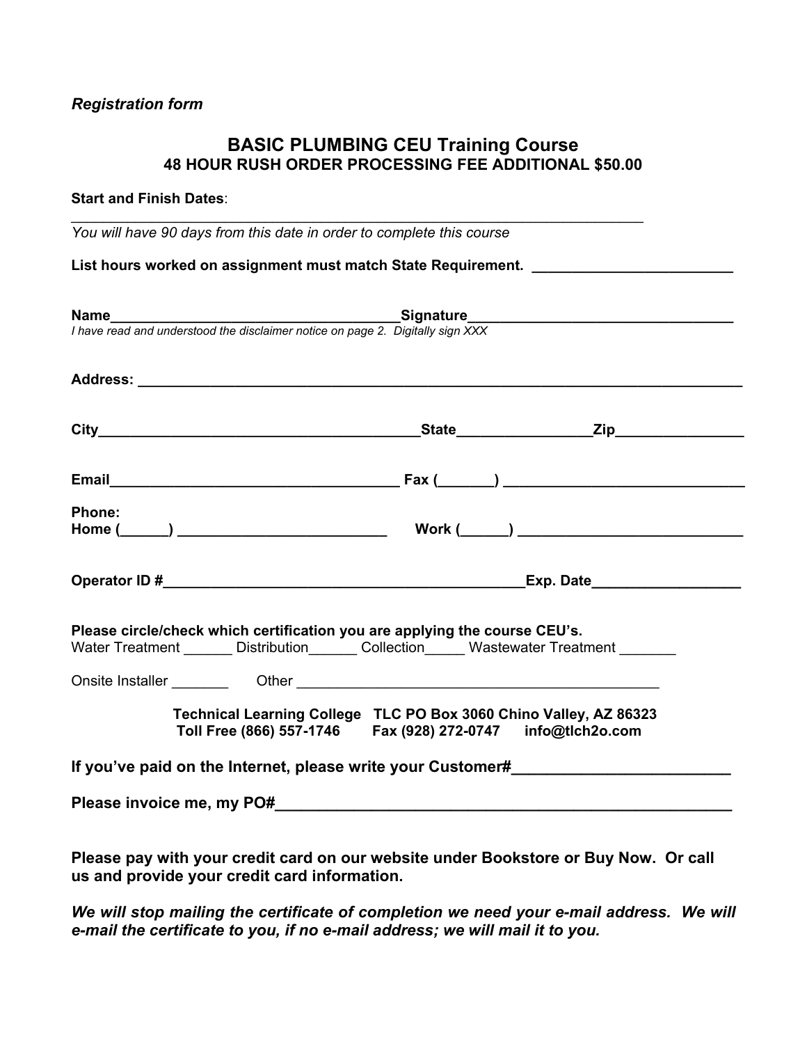*Registration form*

# BASIC PLUMBING CEU Training Course

## 48 HOUR RUSH ORDER PROCESSING FEE ADDITIONAL $50.00

**Start and Finish Dates**:

___________________________________________________________________________

*You will have 90 days from this date in order to complete this course*

**List hours worked on assignment must match State Requirement.** __________________________

**Name**_____________________________________**Signature**__________________________________

*I have read and understood the disclaimer notice on page 2. Digitally sign XXX*

**Address:** ___________________________________________________________________________

**City**________________________________________**State**________________**Zip**________________

**Email**____________________________________ **Fax (**_______**)** ______________________________

**Phone:**
**Home (**______**)** __________________________ **Work (**______**)** ____________________________

**Operator ID #**______________________________________________**Exp. Date**__________________

**Please circle/check which certification you are applying the course CEU's.**

Water Treatment ______ Distribution______ Collection_____ Wastewater Treatment _______

Onsite Installer _______ Other ______________________________________________

**Technical Learning College TLC PO Box 3060 Chino Valley, AZ 86323**
**Toll Free (866) 557-1746 Fax (928) 272-0747 info@tlch2o.com**

**If you've paid on the Internet, please write your Customer#**_________________________

**Please invoice me, my PO#**________________________________________________________

**Please pay with your credit card on our website under Bookstore or Buy Now. Or call us and provide your credit card information.**

***We will stop mailing the certificate of completion we need your e-mail address. We will e-mail the certificate to you, if no e-mail address; we will mail it to you.***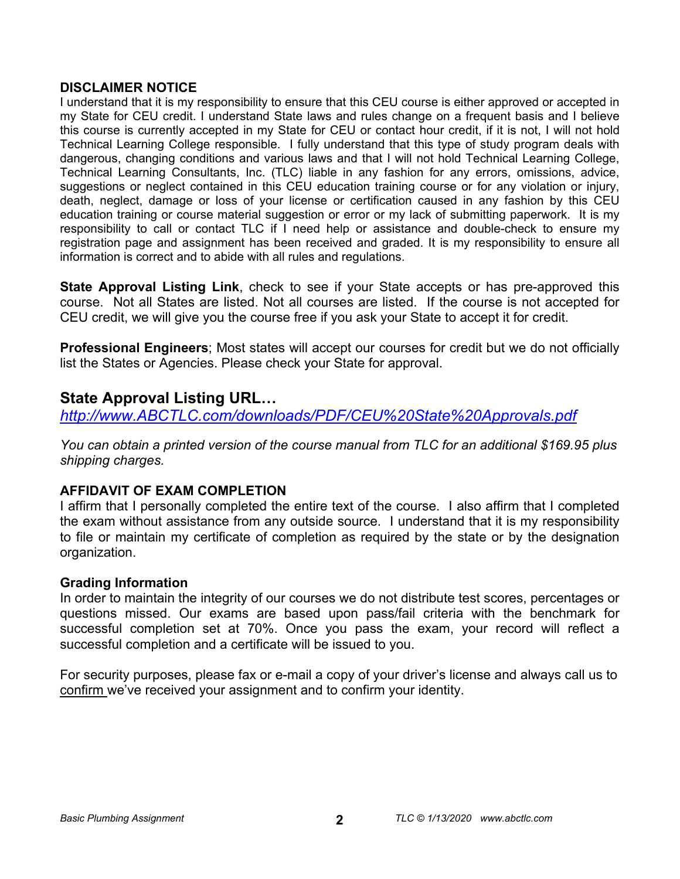**DISCLAIMER NOTICE**

I understand that it is my responsibility to ensure that this CEU course is either approved or accepted in my State for CEU credit. I understand State laws and rules change on a frequent basis and I believe this course is currently accepted in my State for CEU or contact hour credit, if it is not, I will not hold Technical Learning College responsible. I fully understand that this type of study program deals with dangerous, changing conditions and various laws and that I will not hold Technical Learning College, Technical Learning Consultants, Inc. (TLC) liable in any fashion for any errors, omissions, advice, suggestions or neglect contained in this CEU education training course or for any violation or injury, death, neglect, damage or loss of your license or certification caused in any fashion by this CEU education training or course material suggestion or error or my lack of submitting paperwork. It is my responsibility to call or contact TLC if I need help or assistance and double-check to ensure my registration page and assignment has been received and graded. It is my responsibility to ensure all information is correct and to abide with all rules and regulations.

**State Approval Listing Link**, check to see if your State accepts or has pre-approved this course. Not all States are listed. Not all courses are listed. If the course is not accepted for CEU credit, we will give you the course free if you ask your State to accept it for credit.

**Professional Engineers**; Most states will accept our courses for credit but we do not officially list the States or Agencies. Please check your State for approval.

## State Approval Listing URL…

*http://www.ABCTLC.com/downloads/PDF/CEU%20State%20Approvals.pdf*

*You can obtain a printed version of the course manual from TLC for an additional $169.95 plus shipping charges.*

**AFFIDAVIT OF EXAM COMPLETION**

I affirm that I personally completed the entire text of the course. I also affirm that I completed the exam without assistance from any outside source. I understand that it is my responsibility to file or maintain my certificate of completion as required by the state or by the designation organization.

**Grading Information**

In order to maintain the integrity of our courses we do not distribute test scores, percentages or questions missed. Our exams are based upon pass/fail criteria with the benchmark for successful completion set at 70%. Once you pass the exam, your record will reflect a successful completion and a certificate will be issued to you.

For security purposes, please fax or e-mail a copy of your driver's license and always call us to confirm we've received your assignment and to confirm your identity.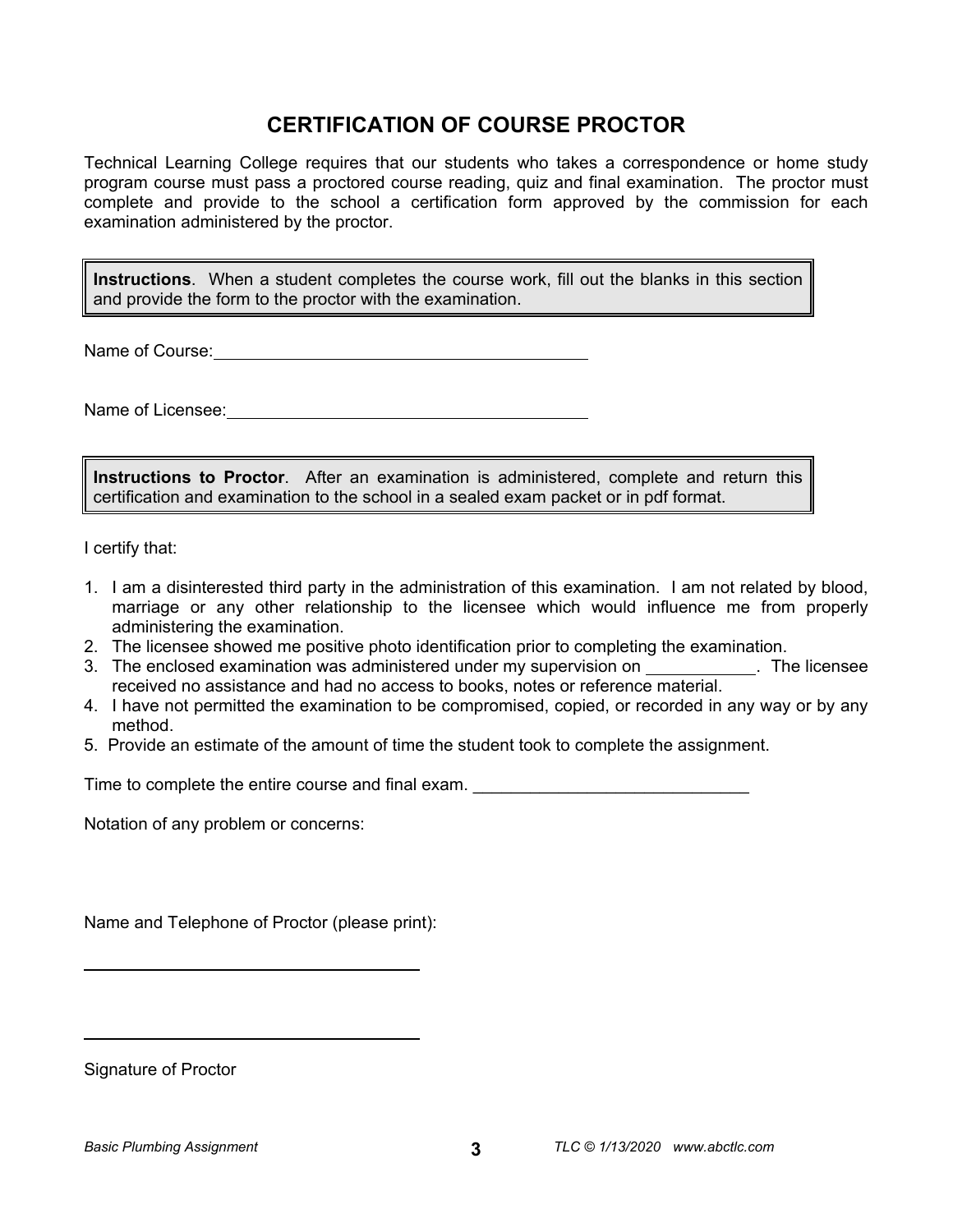# CERTIFICATION OF COURSE PROCTOR

Technical Learning College requires that our students who takes a correspondence or home study program course must pass a proctored course reading, quiz and final examination. The proctor must complete and provide to the school a certification form approved by the commission for each examination administered by the proctor.

> **Instructions**. When a student completes the course work, fill out the blanks in this section and provide the form to the proctor with the examination.

Name of Course: ________________________________________

Name of Licensee: ________________________________________

> **Instructions to Proctor**. After an examination is administered, complete and return this certification and examination to the school in a sealed exam packet or in pdf format.

I certify that:

1. I am a disinterested third party in the administration of this examination. I am not related by blood, marriage or any other relationship to the licensee which would influence me from properly administering the examination.
2. The licensee showed me positive photo identification prior to completing the examination.
3. The enclosed examination was administered under my supervision on ____________. The licensee received no assistance and had no access to books, notes or reference material.
4. I have not permitted the examination to be compromised, copied, or recorded in any way or by any method.
5. Provide an estimate of the amount of time the student took to complete the assignment.

Time to complete the entire course and final exam. ______________________________

Notation of any problem or concerns:

Name and Telephone of Proctor (please print):

______________________________________

______________________________________

Signature of Proctor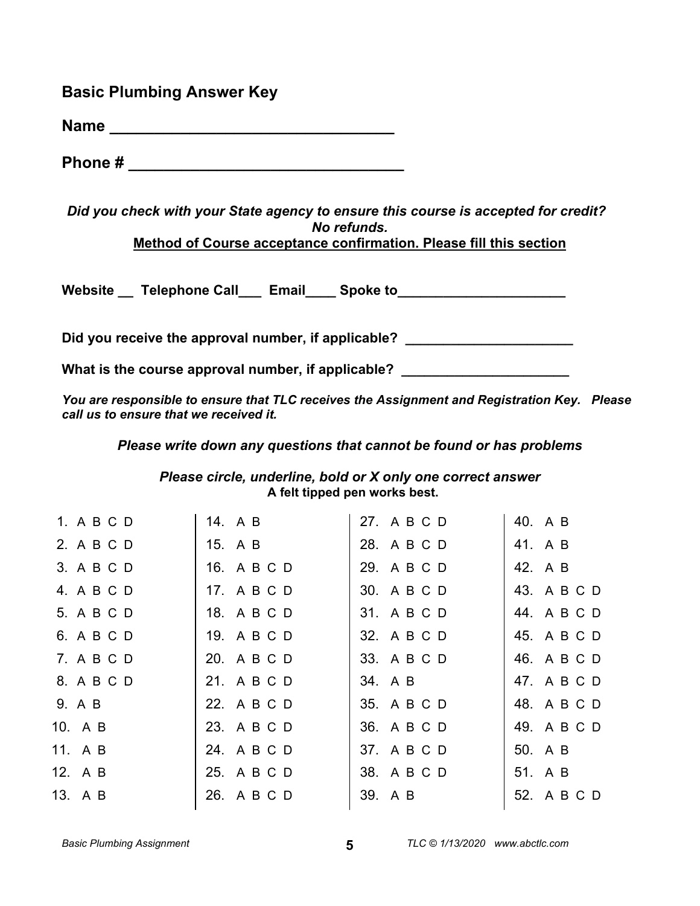## Basic Plumbing Answer Key

**Name \_\_\_\_\_\_\_\_\_\_\_\_\_\_\_\_\_\_\_\_\_\_\_\_\_\_\_\_\_\_\_\_**

**Phone # \_\_\_\_\_\_\_\_\_\_\_\_\_\_\_\_\_\_\_\_\_\_\_\_\_\_\_\_\_\_\_\_**

***Did you check with your State agency to ensure this course is accepted for credit? No refunds.***

**Method of Course acceptance confirmation. Please fill this section**

**Website \_\_ Telephone Call\_\_\_ Email\_\_\_\_ Spoke to\_\_\_\_\_\_\_\_\_\_\_\_\_\_\_\_\_\_\_\_\_\_**

**Did you receive the approval number, if applicable? \_\_\_\_\_\_\_\_\_\_\_\_\_\_\_\_\_\_\_\_\_\_**

**What is the course approval number, if applicable? \_\_\_\_\_\_\_\_\_\_\_\_\_\_\_\_\_\_\_\_\_\_**

***You are responsible to ensure that TLC receives the Assignment and Registration Key. Please call us to ensure that we received it.***

***Please write down any questions that cannot be found or has problems***

***Please circle, underline, bold or X only one correct answer***
**A felt tipped pen works best.**

| | | | |
|---|---|---|---|
| 1. A B C D | 14. A B | 27. A B C D | 40. A B |
| 2. A B C D | 15. A B | 28. A B C D | 41. A B |
| 3. A B C D | 16. A B C D | 29. A B C D | 42. A B |
| 4. A B C D | 17. A B C D | 30. A B C D | 43. A B C D |
| 5. A B C D | 18. A B C D | 31. A B C D | 44. A B C D |
| 6. A B C D | 19. A B C D | 32. A B C D | 45. A B C D |
| 7. A B C D | 20. A B C D | 33. A B C D | 46. A B C D |
| 8. A B C D | 21. A B C D | 34. A B | 47. A B C D |
| 9. A B | 22. A B C D | 35. A B C D | 48. A B C D |
| 10. A B | 23. A B C D | 36. A B C D | 49. A B C D |
| 11. A B | 24. A B C D | 37. A B C D | 50. A B |
| 12. A B | 25. A B C D | 38. A B C D | 51. A B |
| 13. A B | 26. A B C D | 39. A B | 52. A B C D |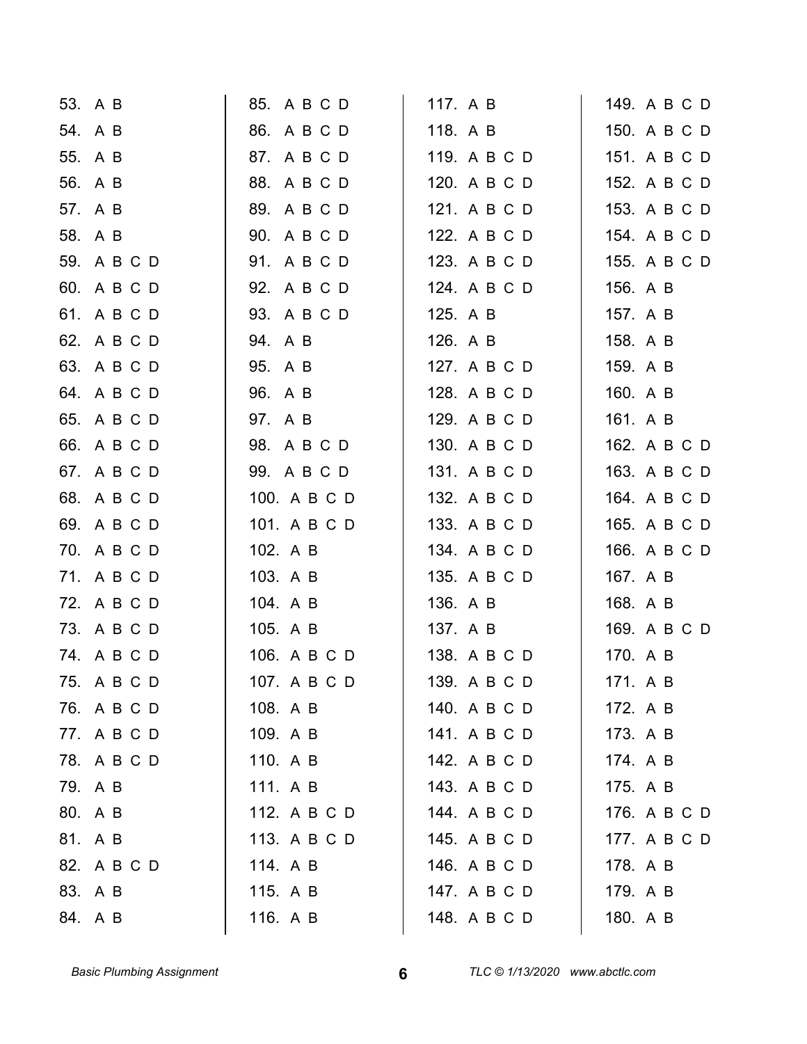53. A B
54. A B
55. A B
56. A B
57. A B
58. A B
59. A B C D
60. A B C D
61. A B C D
62. A B C D
63. A B C D
64. A B C D
65. A B C D
66. A B C D
67. A B C D
68. A B C D
69. A B C D
70. A B C D
71. A B C D
72. A B C D
73. A B C D
74. A B C D
75. A B C D
76. A B C D
77. A B C D
78. A B C D
79. A B
80. A B
81. A B
82. A B C D
83. A B
84. A B
85. A B C D
86. A B C D
87. A B C D
88. A B C D
89. A B C D
90. A B C D
91. A B C D
92. A B C D
93. A B C D
94. A B
95. A B
96. A B
97. A B
98. A B C D
99. A B C D
100. A B C D
101. A B C D
102. A B
103. A B
104. A B
105. A B
106. A B C D
107. A B C D
108. A B
109. A B
110. A B
111. A B
112. A B C D
113. A B C D
114. A B
115. A B
116. A B
117. A B
118. A B
119. A B C D
120. A B C D
121. A B C D
122. A B C D
123. A B C D
124. A B C D
125. A B
126. A B
127. A B C D
128. A B C D
129. A B C D
130. A B C D
131. A B C D
132. A B C D
133. A B C D
134. A B C D
135. A B C D
136. A B
137. A B
138. A B C D
139. A B C D
140. A B C D
141. A B C D
142. A B C D
143. A B C D
144. A B C D
145. A B C D
146. A B C D
147. A B C D
148. A B C D
149. A B C D
150. A B C D
151. A B C D
152. A B C D
153. A B C D
154. A B C D
155. A B C D
156. A B
157. A B
158. A B
159. A B
160. A B
161. A B
162. A B C D
163. A B C D
164. A B C D
165. A B C D
166. A B C D
167. A B
168. A B
169. A B C D
170. A B
171. A B
172. A B
173. A B
174. A B
175. A B
176. A B C D
177. A B C D
178. A B
179. A B
180. A B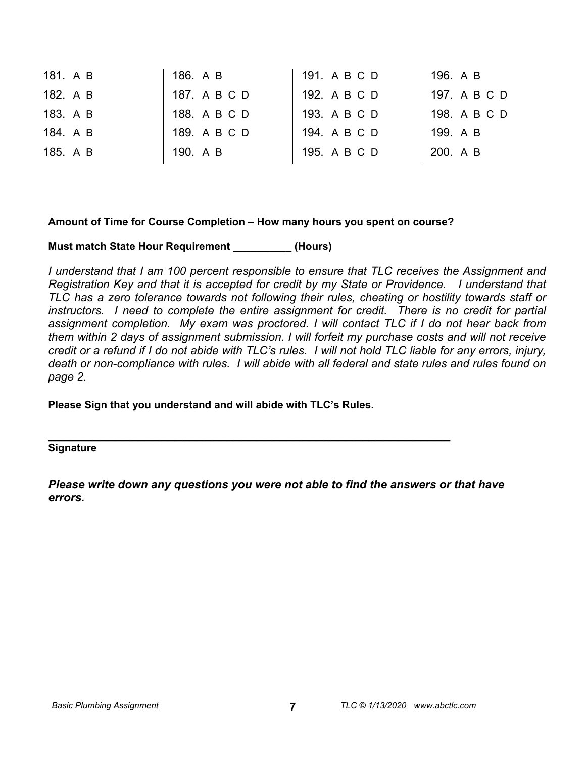| | | | |
|---|---|---|---|
| 181. A B | 186. A B | 191. A B C D | 196. A B |
| 182. A B | 187. A B C D | 192. A B C D | 197. A B C D |
| 183. A B | 188. A B C D | 193. A B C D | 198. A B C D |
| 184. A B | 189. A B C D | 194. A B C D | 199. A B |
| 185. A B | 190. A B | 195. A B C D | 200. A B |

**Amount of Time for Course Completion – How many hours you spent on course?**

**Must match State Hour Requirement __________ (Hours)**

*I understand that I am 100 percent responsible to ensure that TLC receives the Assignment and Registration Key and that it is accepted for credit by my State or Providence. I understand that TLC has a zero tolerance towards not following their rules, cheating or hostility towards staff or instructors. I need to complete the entire assignment for credit. There is no credit for partial assignment completion. My exam was proctored. I will contact TLC if I do not hear back from them within 2 days of assignment submission. I will forfeit my purchase costs and will not receive credit or a refund if I do not abide with TLC's rules. I will not hold TLC liable for any errors, injury, death or non-compliance with rules. I will abide with all federal and state rules and rules found on page 2.*

**Please Sign that you understand and will abide with TLC's Rules.**

_________________________________________________________________

**Signature**

***Please write down any questions you were not able to find the answers or that have errors.***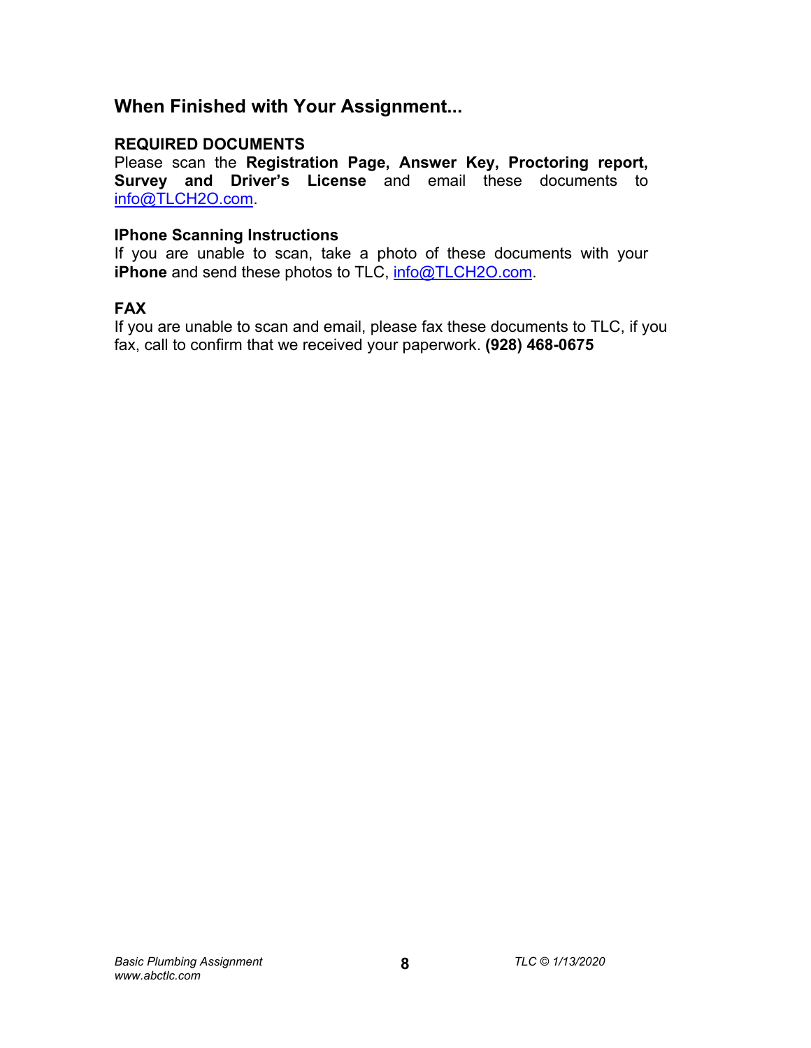## When Finished with Your Assignment...

**REQUIRED DOCUMENTS**
Please scan the **Registration Page, Answer Key, Proctoring report, Survey and Driver's License** and email these documents to info@TLCH2O.com.

**IPhone Scanning Instructions**
If you are unable to scan, take a photo of these documents with your **iPhone** and send these photos to TLC, info@TLCH2O.com.

**FAX**
If you are unable to scan and email, please fax these documents to TLC, if you fax, call to confirm that we received your paperwork. **(928) 468-0675**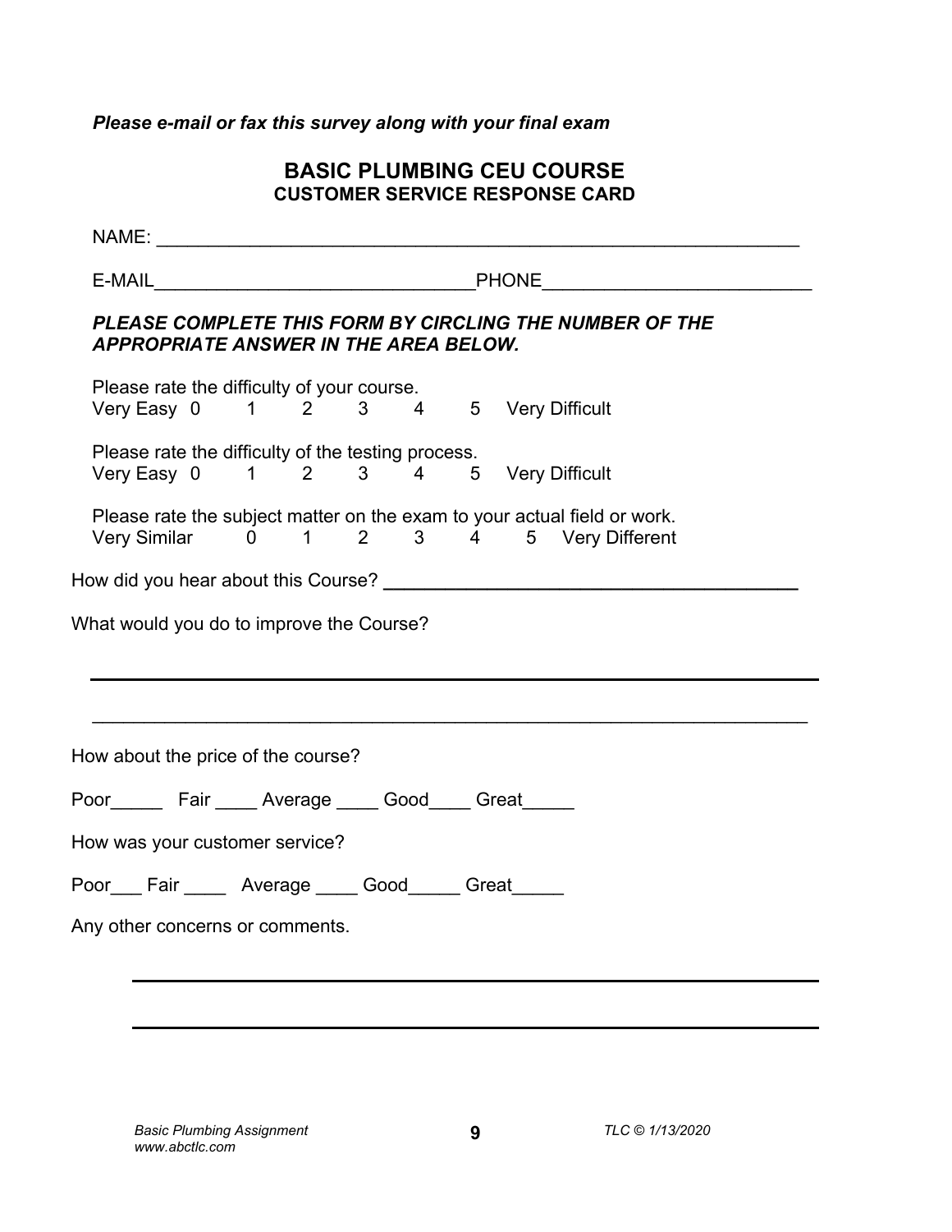*Please e-mail or fax this survey along with your final exam*

# BASIC PLUMBING CEU COURSE
## CUSTOMER SERVICE RESPONSE CARD

NAME: _______________________________________________________________

E-MAIL_______________________________PHONE_________________________

***PLEASE COMPLETE THIS FORM BY CIRCLING THE NUMBER OF THE APPROPRIATE ANSWER IN THE AREA BELOW.***

Please rate the difficulty of your course.
Very Easy 0 1 2 3 4 5 Very Difficult

Please rate the difficulty of the testing process.
Very Easy 0 1 2 3 4 5 Very Difficult

Please rate the subject matter on the exam to your actual field or work.
Very Similar 0 1 2 3 4 5 Very Different

How did you hear about this Course? ________________________________________

What would you do to improve the Course?

______________________________________________________________________

______________________________________________________________________

How about the price of the course?

Poor_____ Fair ____ Average ____ Good____ Great_____

How was your customer service?

Poor___ Fair ____ Average ____ Good_____ Great_____

Any other concerns or comments.

______________________________________________________________________

______________________________________________________________________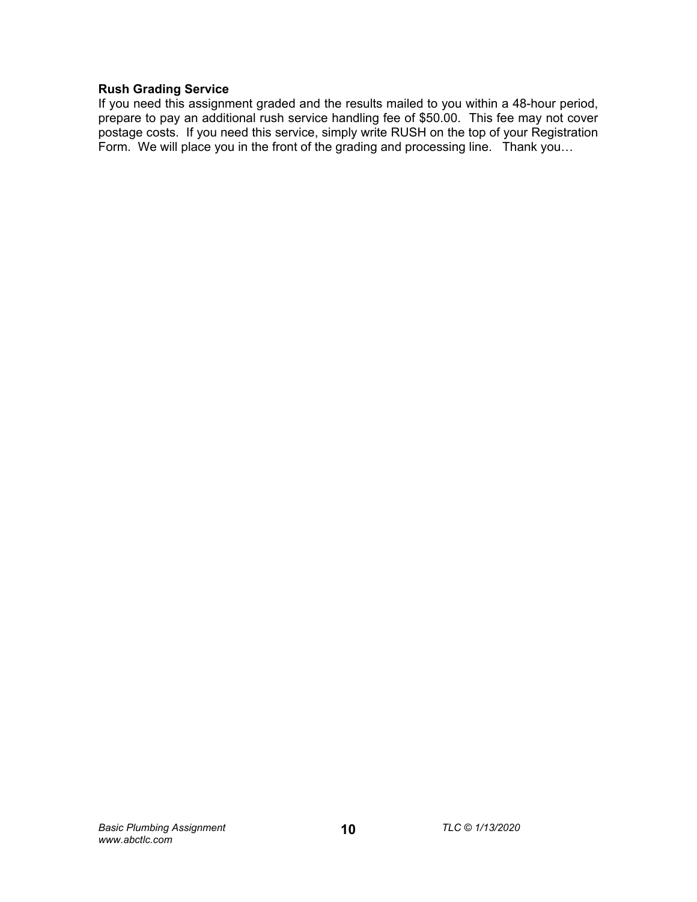**Rush Grading Service**

If you need this assignment graded and the results mailed to you within a 48-hour period, prepare to pay an additional rush service handling fee of $50.00. This fee may not cover postage costs. If you need this service, simply write RUSH on the top of your Registration Form. We will place you in the front of the grading and processing line. Thank you…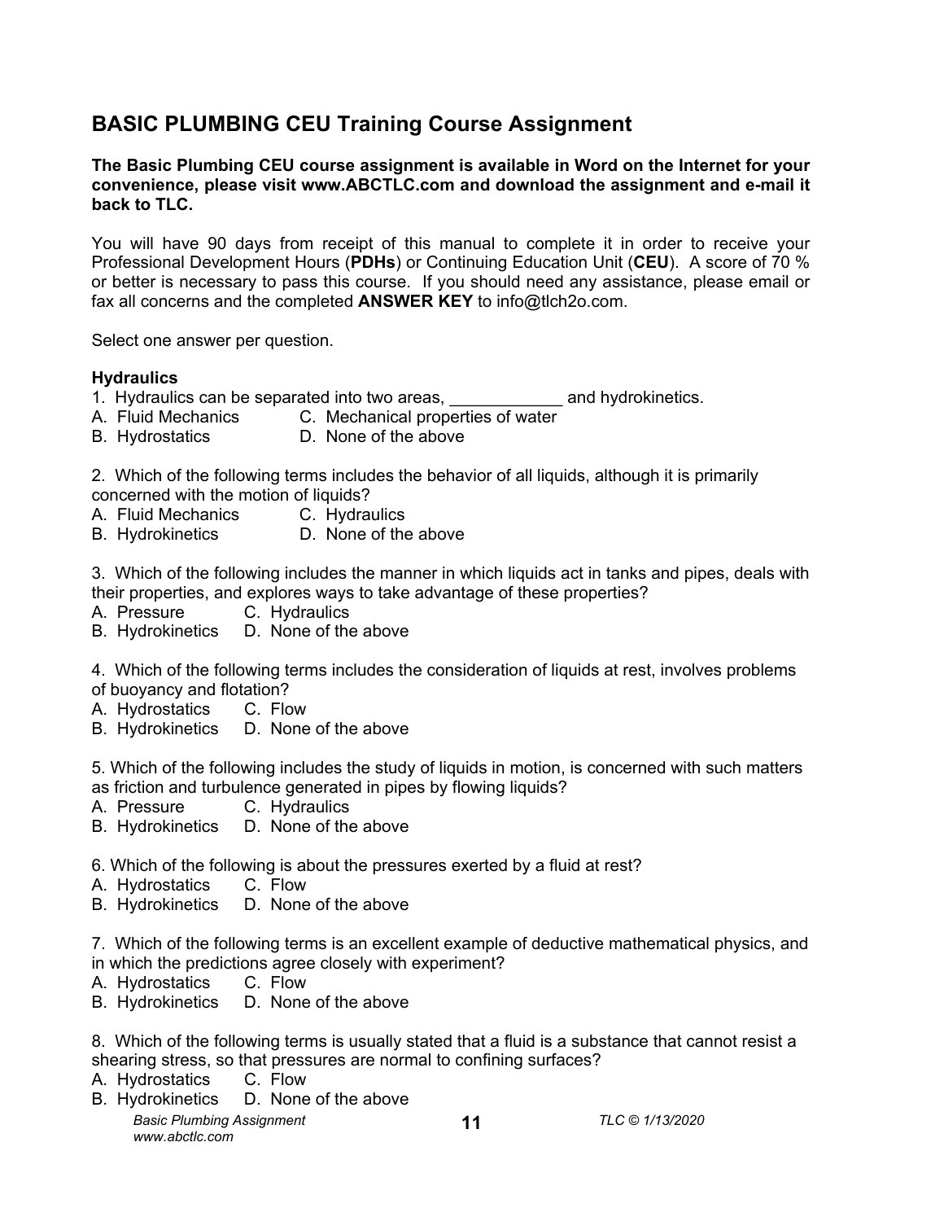## BASIC PLUMBING CEU Training Course Assignment

**The Basic Plumbing CEU course assignment is available in Word on the Internet for your convenience, please visit www.ABCTLC.com and download the assignment and e-mail it back to TLC.**

You will have 90 days from receipt of this manual to complete it in order to receive your Professional Development Hours (**PDHs**) or Continuing Education Unit (**CEU**). A score of 70 % or better is necessary to pass this course. If you should need any assistance, please email or fax all concerns and the completed **ANSWER KEY** to info@tlch2o.com.

Select one answer per question.

**Hydraulics**

1. Hydraulics can be separated into two areas, ____________ and hydrokinetics.
A. Fluid Mechanics C. Mechanical properties of water
B. Hydrostatics D. None of the above

2. Which of the following terms includes the behavior of all liquids, although it is primarily concerned with the motion of liquids?
A. Fluid Mechanics C. Hydraulics
B. Hydrokinetics D. None of the above

3. Which of the following includes the manner in which liquids act in tanks and pipes, deals with their properties, and explores ways to take advantage of these properties?
A. Pressure C. Hydraulics
B. Hydrokinetics D. None of the above

4. Which of the following terms includes the consideration of liquids at rest, involves problems of buoyancy and flotation?
A. Hydrostatics C. Flow
B. Hydrokinetics D. None of the above

5. Which of the following includes the study of liquids in motion, is concerned with such matters as friction and turbulence generated in pipes by flowing liquids?
A. Pressure C. Hydraulics
B. Hydrokinetics D. None of the above

6. Which of the following is about the pressures exerted by a fluid at rest?
A. Hydrostatics C. Flow
B. Hydrokinetics D. None of the above

7. Which of the following terms is an excellent example of deductive mathematical physics, and in which the predictions agree closely with experiment?
A. Hydrostatics C. Flow
B. Hydrokinetics D. None of the above

8. Which of the following terms is usually stated that a fluid is a substance that cannot resist a shearing stress, so that pressures are normal to confining surfaces?
A. Hydrostatics C. Flow
B. Hydrokinetics D. None of the above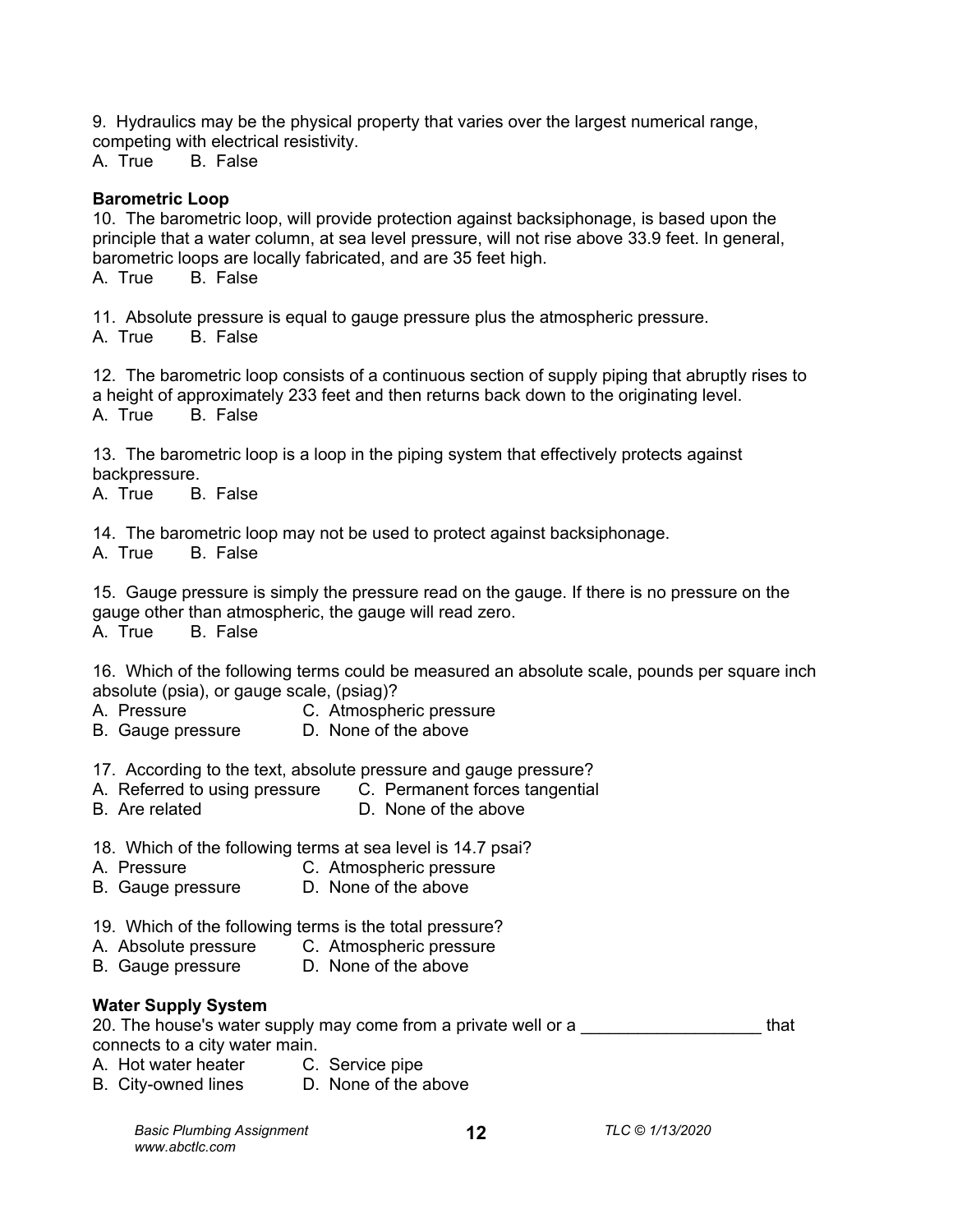9. Hydraulics may be the physical property that varies over the largest numerical range, competing with electrical resistivity.
A. True B. False

**Barometric Loop**
10. The barometric loop, will provide protection against backsiphonage, is based upon the principle that a water column, at sea level pressure, will not rise above 33.9 feet. In general, barometric loops are locally fabricated, and are 35 feet high.
A. True B. False

11. Absolute pressure is equal to gauge pressure plus the atmospheric pressure.
A. True B. False

12. The barometric loop consists of a continuous section of supply piping that abruptly rises to a height of approximately 233 feet and then returns back down to the originating level.
A. True B. False

13. The barometric loop is a loop in the piping system that effectively protects against backpressure.
A. True B. False

14. The barometric loop may not be used to protect against backsiphonage.
A. True B. False

15. Gauge pressure is simply the pressure read on the gauge. If there is no pressure on the gauge other than atmospheric, the gauge will read zero.
A. True B. False

16. Which of the following terms could be measured an absolute scale, pounds per square inch absolute (psia), or gauge scale, (psiag)?
A. Pressure C. Atmospheric pressure
B. Gauge pressure D. None of the above

17. According to the text, absolute pressure and gauge pressure?
A. Referred to using pressure C. Permanent forces tangential
B. Are related D. None of the above

18. Which of the following terms at sea level is 14.7 psai?
A. Pressure C. Atmospheric pressure
B. Gauge pressure D. None of the above

19. Which of the following terms is the total pressure?
A. Absolute pressure C. Atmospheric pressure
B. Gauge pressure D. None of the above

**Water Supply System**
20. The house's water supply may come from a private well or a ___________________ that connects to a city water main.
A. Hot water heater C. Service pipe
B. City-owned lines D. None of the above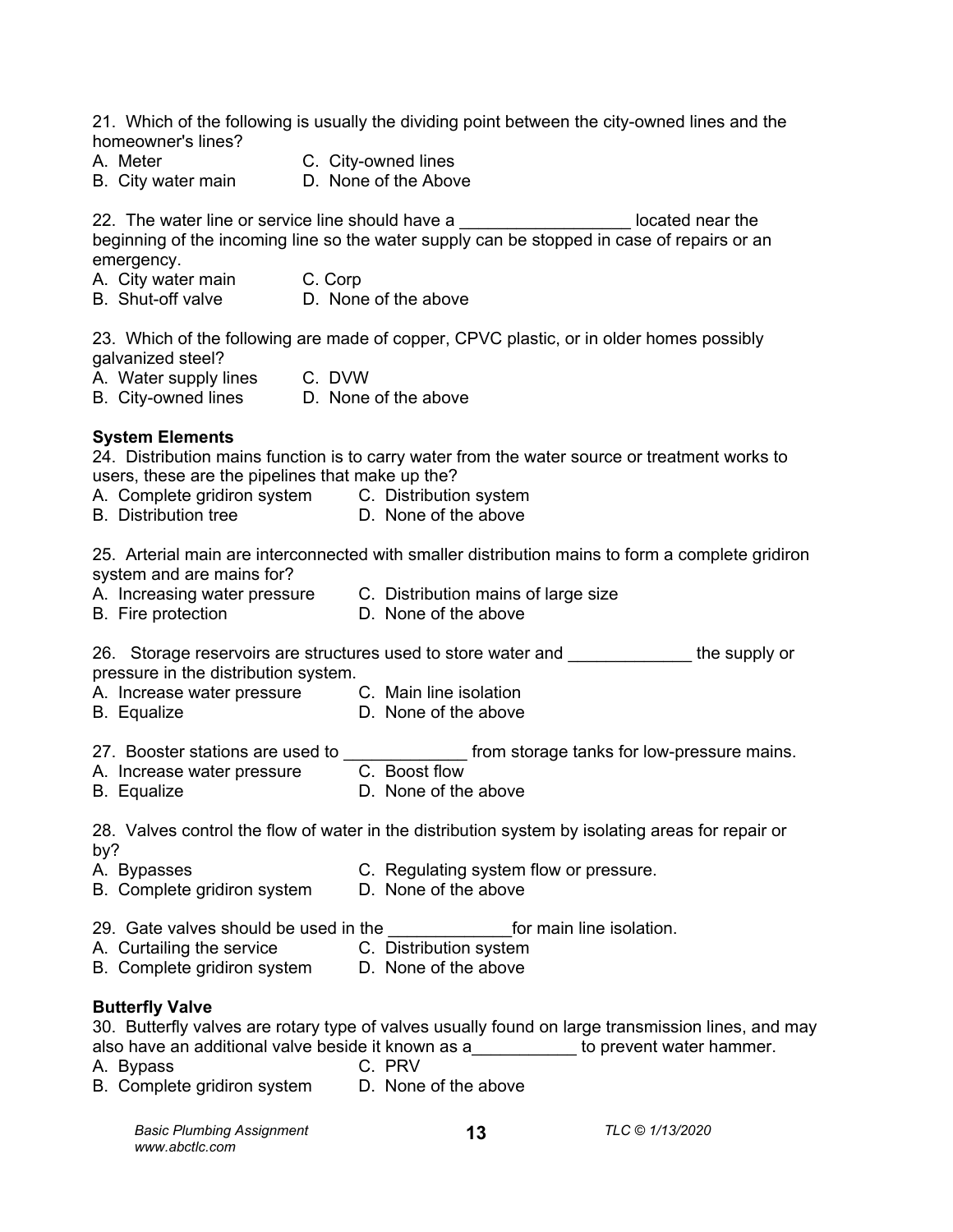21. Which of the following is usually the dividing point between the city-owned lines and the homeowner's lines?

A. Meter
B. City water main
C. City-owned lines
D. None of the Above

22. The water line or service line should have a _________________ located near the beginning of the incoming line so the water supply can be stopped in case of repairs or an emergency.

A. City water main
B. Shut-off valve
C. Corp
D. None of the above

23. Which of the following are made of copper, CPVC plastic, or in older homes possibly galvanized steel?

A. Water supply lines
B. City-owned lines
C. DVW
D. None of the above

**System Elements**

24. Distribution mains function is to carry water from the water source or treatment works to users, these are the pipelines that make up the?

A. Complete gridiron system
B. Distribution tree
C. Distribution system
D. None of the above

25. Arterial main are interconnected with smaller distribution mains to form a complete gridiron system and are mains for?

A. Increasing water pressure
B. Fire protection
C. Distribution mains of large size
D. None of the above

26. Storage reservoirs are structures used to store water and _____________ the supply or pressure in the distribution system.

A. Increase water pressure
B. Equalize
C. Main line isolation
D. None of the above

27. Booster stations are used to _____________ from storage tanks for low-pressure mains.

A. Increase water pressure
B. Equalize
C. Boost flow
D. None of the above

28. Valves control the flow of water in the distribution system by isolating areas for repair or by?

A. Bypasses
B. Complete gridiron system
C. Regulating system flow or pressure.
D. None of the above

29. Gate valves should be used in the _____________for main line isolation.

A. Curtailing the service
B. Complete gridiron system
C. Distribution system
D. None of the above

**Butterfly Valve**

30. Butterfly valves are rotary type of valves usually found on large transmission lines, and may also have an additional valve beside it known as a___________ to prevent water hammer.

A. Bypass
B. Complete gridiron system
C. PRV
D. None of the above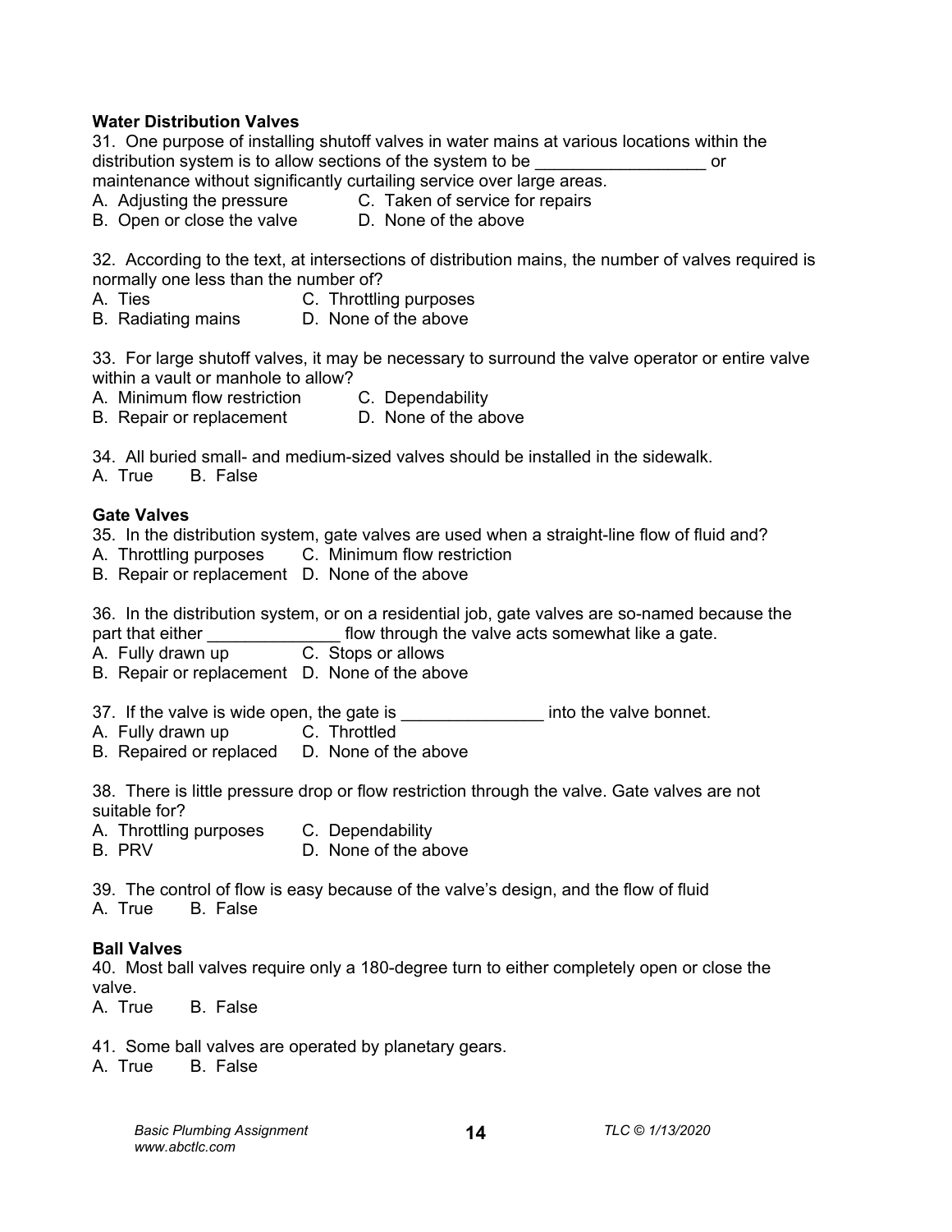**Water Distribution Valves**

31. One purpose of installing shutoff valves in water mains at various locations within the distribution system is to allow sections of the system to be __________________ or maintenance without significantly curtailing service over large areas.

A. Adjusting the pressure
B. Open or close the valve
C. Taken of service for repairs
D. None of the above

32. According to the text, at intersections of distribution mains, the number of valves required is normally one less than the number of?

A. Ties
B. Radiating mains
C. Throttling purposes
D. None of the above

33. For large shutoff valves, it may be necessary to surround the valve operator or entire valve within a vault or manhole to allow?

A. Minimum flow restriction
B. Repair or replacement
C. Dependability
D. None of the above

34. All buried small- and medium-sized valves should be installed in the sidewalk.

A. True B. False

**Gate Valves**

35. In the distribution system, gate valves are used when a straight-line flow of fluid and?

A. Throttling purposes
B. Repair or replacement
C. Minimum flow restriction
D. None of the above

36. In the distribution system, or on a residential job, gate valves are so-named because the part that either ______________ flow through the valve acts somewhat like a gate.

A. Fully drawn up
B. Repair or replacement
C. Stops or allows
D. None of the above

37. If the valve is wide open, the gate is _______________ into the valve bonnet.

A. Fully drawn up
B. Repaired or replaced
C. Throttled
D. None of the above

38. There is little pressure drop or flow restriction through the valve. Gate valves are not suitable for?

A. Throttling purposes
B. PRV
C. Dependability
D. None of the above

39. The control of flow is easy because of the valve's design, and the flow of fluid

A. True B. False

**Ball Valves**

40. Most ball valves require only a 180-degree turn to either completely open or close the valve.

A. True B. False

41. Some ball valves are operated by planetary gears.

A. True B. False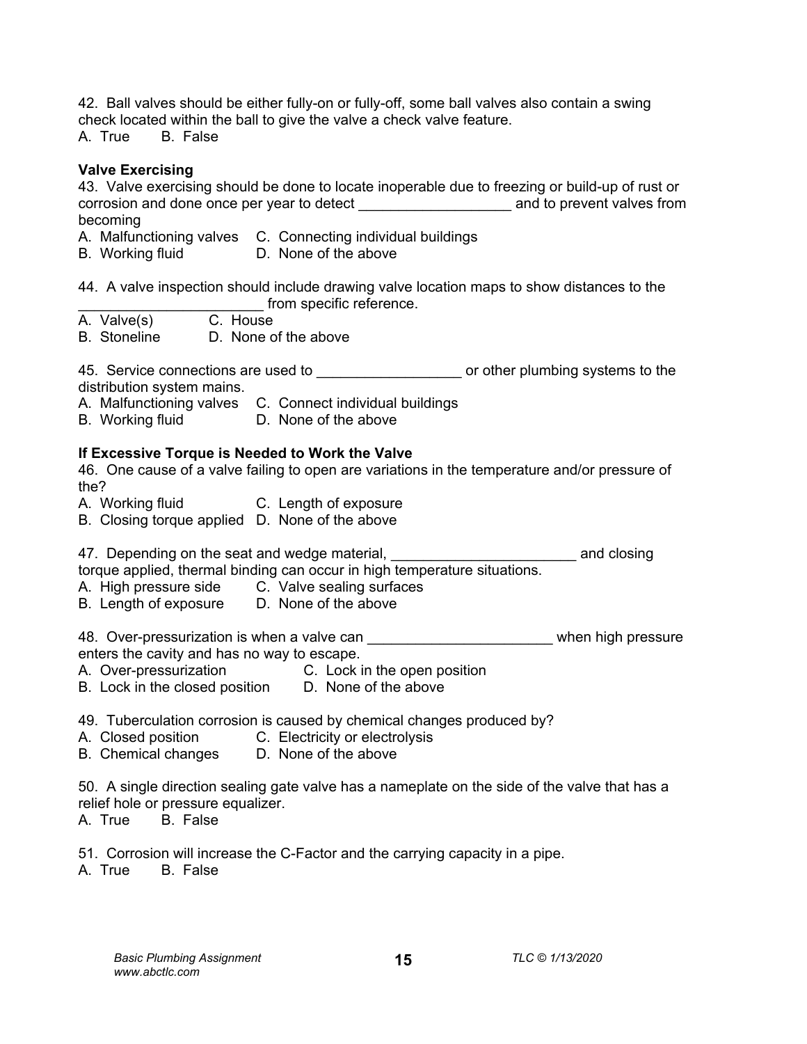42. Ball valves should be either fully-on or fully-off, some ball valves also contain a swing check located within the ball to give the valve a check valve feature.
A. True B. False

**Valve Exercising**

43. Valve exercising should be done to locate inoperable due to freezing or build-up of rust or corrosion and done once per year to detect ___________________ and to prevent valves from becoming
A. Malfunctioning valves C. Connecting individual buildings
B. Working fluid D. None of the above

44. A valve inspection should include drawing valve location maps to show distances to the ______________________ from specific reference.
A. Valve(s) C. House
B. Stoneline D. None of the above

45. Service connections are used to _________________ or other plumbing systems to the distribution system mains.
A. Malfunctioning valves C. Connect individual buildings
B. Working fluid D. None of the above

**If Excessive Torque is Needed to Work the Valve**

46. One cause of a valve failing to open are variations in the temperature and/or pressure of the?
A. Working fluid C. Length of exposure
B. Closing torque applied D. None of the above

47. Depending on the seat and wedge material, _______________________ and closing torque applied, thermal binding can occur in high temperature situations.
A. High pressure side C. Valve sealing surfaces
B. Length of exposure D. None of the above

48. Over-pressurization is when a valve can _______________________ when high pressure enters the cavity and has no way to escape.
A. Over-pressurization C. Lock in the open position
B. Lock in the closed position D. None of the above

49. Tuberculation corrosion is caused by chemical changes produced by?
A. Closed position C. Electricity or electrolysis
B. Chemical changes D. None of the above

50. A single direction sealing gate valve has a nameplate on the side of the valve that has a relief hole or pressure equalizer.
A. True B. False

51. Corrosion will increase the C-Factor and the carrying capacity in a pipe.
A. True B. False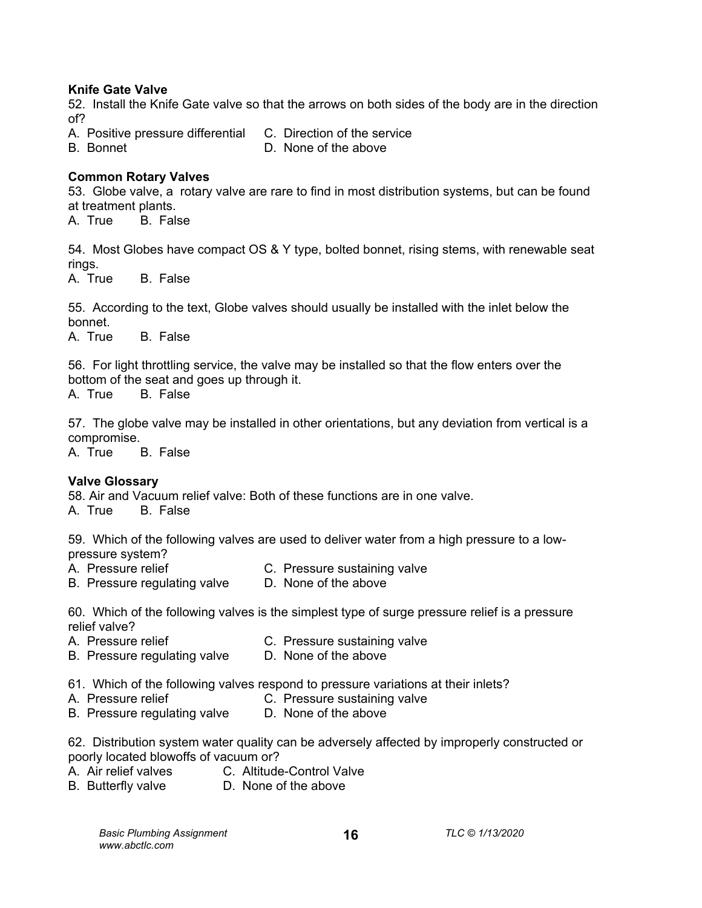**Knife Gate Valve**

52. Install the Knife Gate valve so that the arrows on both sides of the body are in the direction of?

A. Positive pressure differential
B. Bonnet
C. Direction of the service
D. None of the above

**Common Rotary Valves**

53. Globe valve, a rotary valve are rare to find in most distribution systems, but can be found at treatment plants.

A. True B. False

54. Most Globes have compact OS & Y type, bolted bonnet, rising stems, with renewable seat rings.

A. True B. False

55. According to the text, Globe valves should usually be installed with the inlet below the bonnet.

A. True B. False

56. For light throttling service, the valve may be installed so that the flow enters over the bottom of the seat and goes up through it.

A. True B. False

57. The globe valve may be installed in other orientations, but any deviation from vertical is a compromise.

A. True B. False

**Valve Glossary**

58. Air and Vacuum relief valve: Both of these functions are in one valve.

A. True B. False

59. Which of the following valves are used to deliver water from a high pressure to a low-pressure system?

A. Pressure relief
B. Pressure regulating valve
C. Pressure sustaining valve
D. None of the above

60. Which of the following valves is the simplest type of surge pressure relief is a pressure relief valve?

A. Pressure relief
B. Pressure regulating valve
C. Pressure sustaining valve
D. None of the above

61. Which of the following valves respond to pressure variations at their inlets?

A. Pressure relief
B. Pressure regulating valve
C. Pressure sustaining valve
D. None of the above

62. Distribution system water quality can be adversely affected by improperly constructed or poorly located blowoffs of vacuum or?

A. Air relief valves
B. Butterfly valve
C. Altitude-Control Valve
D. None of the above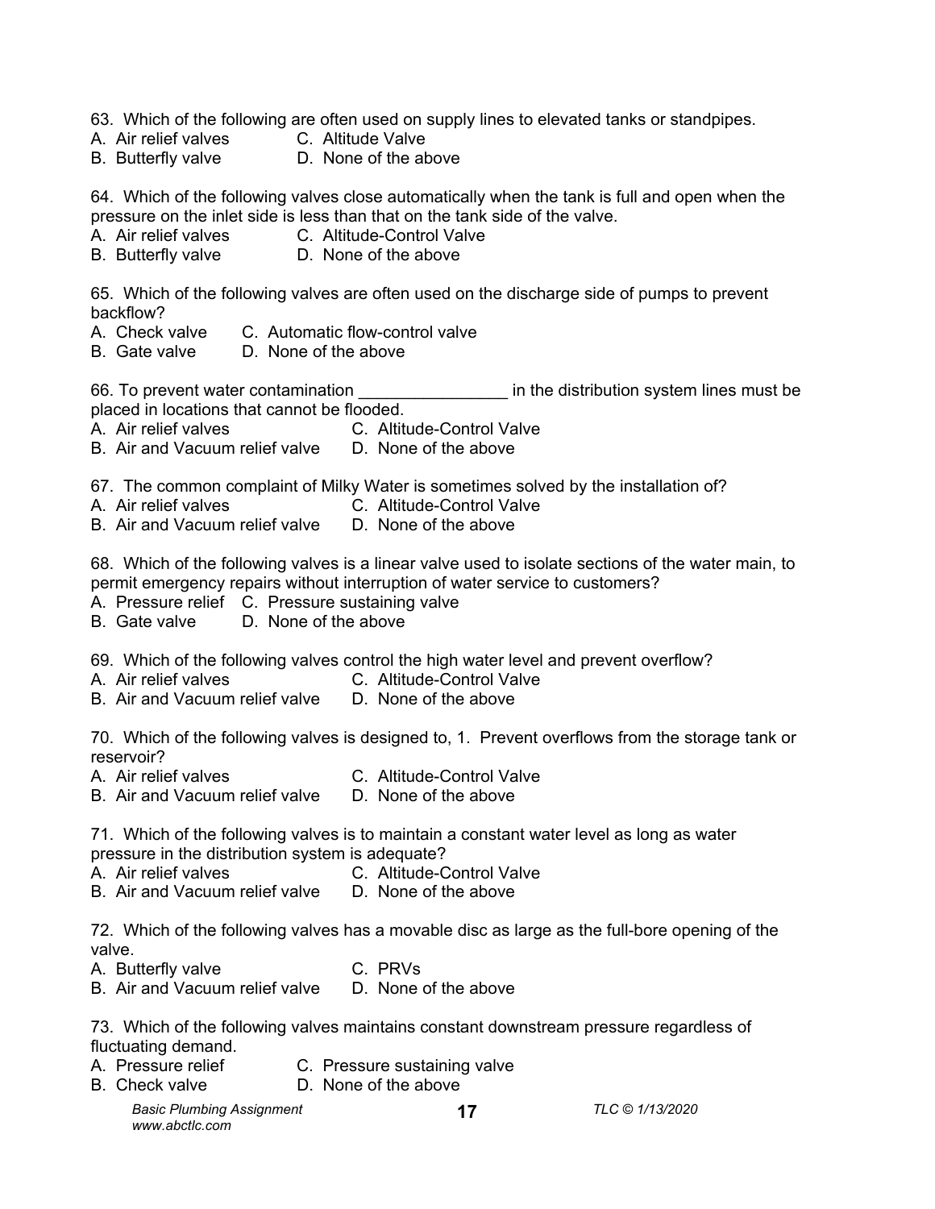63. Which of the following are often used on supply lines to elevated tanks or standpipes.
A. Air relief valves C. Altitude Valve
B. Butterfly valve D. None of the above

64. Which of the following valves close automatically when the tank is full and open when the pressure on the inlet side is less than that on the tank side of the valve.
A. Air relief valves C. Altitude-Control Valve
B. Butterfly valve D. None of the above

65. Which of the following valves are often used on the discharge side of pumps to prevent backflow?
A. Check valve C. Automatic flow-control valve
B. Gate valve D. None of the above

66. To prevent water contamination ________________ in the distribution system lines must be placed in locations that cannot be flooded.
A. Air relief valves C. Altitude-Control Valve
B. Air and Vacuum relief valve D. None of the above

67. The common complaint of Milky Water is sometimes solved by the installation of?
A. Air relief valves C. Altitude-Control Valve
B. Air and Vacuum relief valve D. None of the above

68. Which of the following valves is a linear valve used to isolate sections of the water main, to permit emergency repairs without interruption of water service to customers?
A. Pressure relief C. Pressure sustaining valve
B. Gate valve D. None of the above

69. Which of the following valves control the high water level and prevent overflow?
A. Air relief valves C. Altitude-Control Valve
B. Air and Vacuum relief valve D. None of the above

70. Which of the following valves is designed to, 1. Prevent overflows from the storage tank or reservoir?
A. Air relief valves C. Altitude-Control Valve
B. Air and Vacuum relief valve D. None of the above

71. Which of the following valves is to maintain a constant water level as long as water pressure in the distribution system is adequate?
A. Air relief valves C. Altitude-Control Valve
B. Air and Vacuum relief valve D. None of the above

72. Which of the following valves has a movable disc as large as the full-bore opening of the valve.
A. Butterfly valve C. PRVs
B. Air and Vacuum relief valve D. None of the above

73. Which of the following valves maintains constant downstream pressure regardless of fluctuating demand.
A. Pressure relief C. Pressure sustaining valve
B. Check valve D. None of the above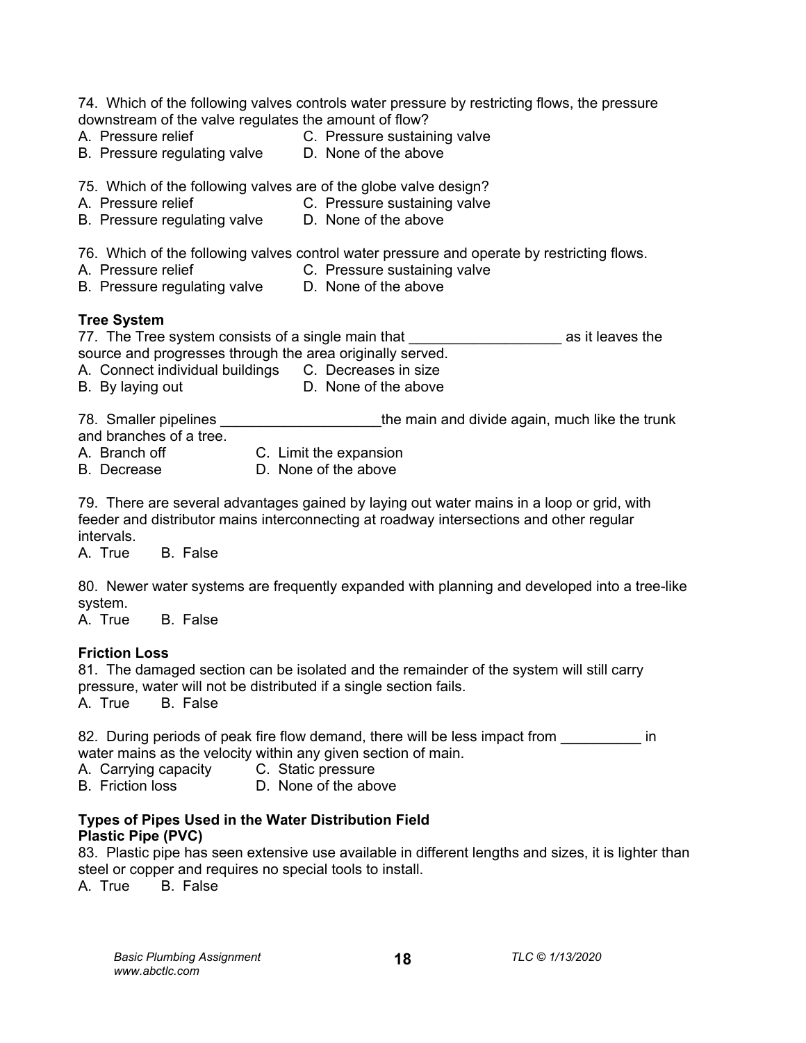74. Which of the following valves controls water pressure by restricting flows, the pressure downstream of the valve regulates the amount of flow?

A. Pressure relief
B. Pressure regulating valve
C. Pressure sustaining valve
D. None of the above

75. Which of the following valves are of the globe valve design?

A. Pressure relief
B. Pressure regulating valve
C. Pressure sustaining valve
D. None of the above

76. Which of the following valves control water pressure and operate by restricting flows.

A. Pressure relief
B. Pressure regulating valve
C. Pressure sustaining valve
D. None of the above

**Tree System**

77. The Tree system consists of a single main that __________________ as it leaves the source and progresses through the area originally served.

A. Connect individual buildings
B. By laying out
C. Decreases in size
D. None of the above

78. Smaller pipelines ___________________the main and divide again, much like the trunk and branches of a tree.

A. Branch off
B. Decrease
C. Limit the expansion
D. None of the above

79. There are several advantages gained by laying out water mains in a loop or grid, with feeder and distributor mains interconnecting at roadway intersections and other regular intervals.

A. True B. False

80. Newer water systems are frequently expanded with planning and developed into a tree-like system.

A. True B. False

**Friction Loss**

81. The damaged section can be isolated and the remainder of the system will still carry pressure, water will not be distributed if a single section fails.

A. True B. False

82. During periods of peak fire flow demand, there will be less impact from __________ in water mains as the velocity within any given section of main.

A. Carrying capacity
B. Friction loss
C. Static pressure
D. None of the above

**Types of Pipes Used in the Water Distribution Field**
**Plastic Pipe (PVC)**

83. Plastic pipe has seen extensive use available in different lengths and sizes, it is lighter than steel or copper and requires no special tools to install.

A. True B. False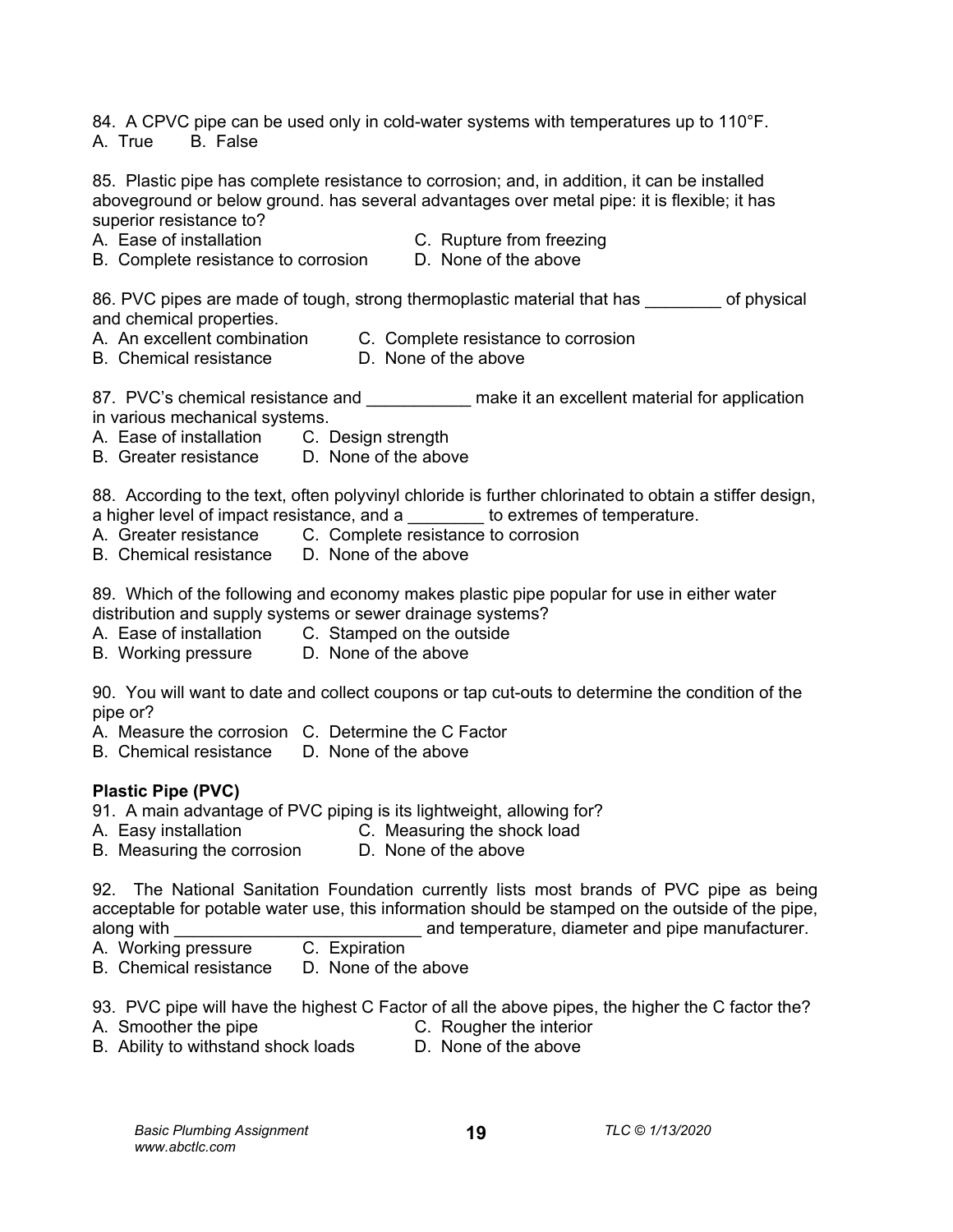84. A CPVC pipe can be used only in cold-water systems with temperatures up to 110°F.
A. True B. False

85. Plastic pipe has complete resistance to corrosion; and, in addition, it can be installed aboveground or below ground. has several advantages over metal pipe: it is flexible; it has superior resistance to?
A. Ease of installation
B. Complete resistance to corrosion
C. Rupture from freezing
D. None of the above

86. PVC pipes are made of tough, strong thermoplastic material that has ________ of physical and chemical properties.
A. An excellent combination
B. Chemical resistance
C. Complete resistance to corrosion
D. None of the above

87. PVC's chemical resistance and ___________ make it an excellent material for application in various mechanical systems.
A. Ease of installation
B. Greater resistance
C. Design strength
D. None of the above

88. According to the text, often polyvinyl chloride is further chlorinated to obtain a stiffer design, a higher level of impact resistance, and a ________ to extremes of temperature.
A. Greater resistance
B. Chemical resistance
C. Complete resistance to corrosion
D. None of the above

89. Which of the following and economy makes plastic pipe popular for use in either water distribution and supply systems or sewer drainage systems?
A. Ease of installation
B. Working pressure
C. Stamped on the outside
D. None of the above

90. You will want to date and collect coupons or tap cut-outs to determine the condition of the pipe or?
A. Measure the corrosion
B. Chemical resistance
C. Determine the C Factor
D. None of the above

**Plastic Pipe (PVC)**

91. A main advantage of PVC piping is its lightweight, allowing for?
A. Easy installation
B. Measuring the corrosion
C. Measuring the shock load
D. None of the above

92. The National Sanitation Foundation currently lists most brands of PVC pipe as being acceptable for potable water use, this information should be stamped on the outside of the pipe, along with __________________________ and temperature, diameter and pipe manufacturer.
A. Working pressure
B. Chemical resistance
C. Expiration
D. None of the above

93. PVC pipe will have the highest C Factor of all the above pipes, the higher the C factor the?
A. Smoother the pipe
B. Ability to withstand shock loads
C. Rougher the interior
D. None of the above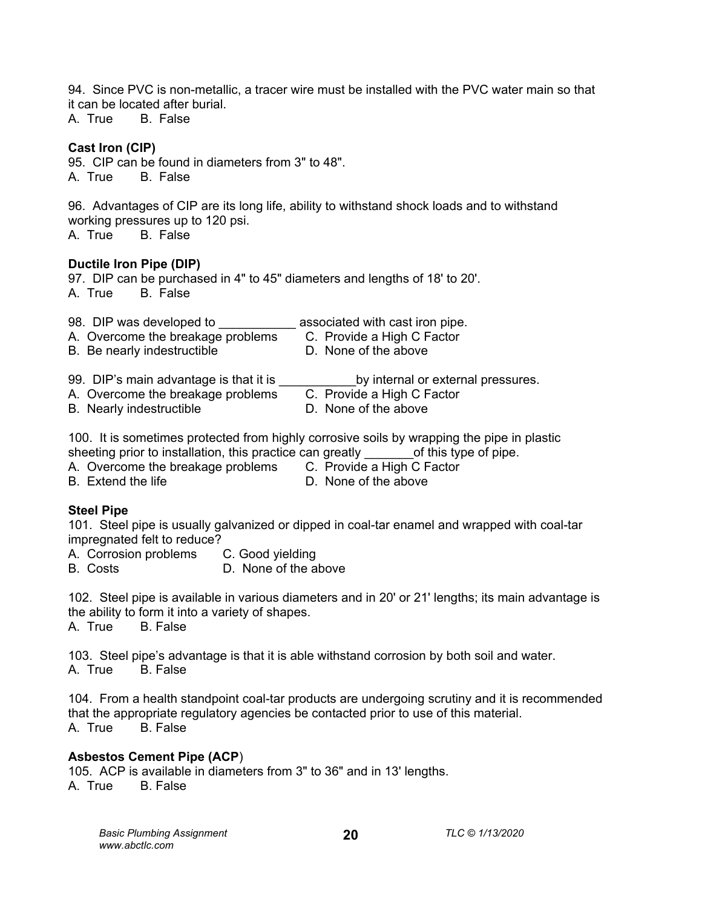94. Since PVC is non-metallic, a tracer wire must be installed with the PVC water main so that it can be located after burial.
A. True  B. False

**Cast Iron (CIP)**

95. CIP can be found in diameters from 3" to 48".
A. True  B. False

96. Advantages of CIP are its long life, ability to withstand shock loads and to withstand working pressures up to 120 psi.
A. True  B. False

**Ductile Iron Pipe (DIP)**

97. DIP can be purchased in 4" to 45" diameters and lengths of 18' to 20'.
A. True  B. False

98. DIP was developed to ___________ associated with cast iron pipe.
A. Overcome the breakage problems  C. Provide a High C Factor
B. Be nearly indestructible  D. None of the above

99. DIP's main advantage is that it is ___________by internal or external pressures.
A. Overcome the breakage problems  C. Provide a High C Factor
B. Nearly indestructible  D. None of the above

100. It is sometimes protected from highly corrosive soils by wrapping the pipe in plastic sheeting prior to installation, this practice can greatly _______of this type of pipe.
A. Overcome the breakage problems  C. Provide a High C Factor
B. Extend the life  D. None of the above

**Steel Pipe**

101. Steel pipe is usually galvanized or dipped in coal-tar enamel and wrapped with coal-tar impregnated felt to reduce?
A. Corrosion problems  C. Good yielding
B. Costs  D. None of the above

102. Steel pipe is available in various diameters and in 20' or 21' lengths; its main advantage is the ability to form it into a variety of shapes.
A. True  B. False

103. Steel pipe's advantage is that it is able withstand corrosion by both soil and water.
A. True  B. False

104. From a health standpoint coal-tar products are undergoing scrutiny and it is recommended that the appropriate regulatory agencies be contacted prior to use of this material.
A. True  B. False

**Asbestos Cement Pipe (ACP)**

105. ACP is available in diameters from 3" to 36" and in 13' lengths.
A. True  B. False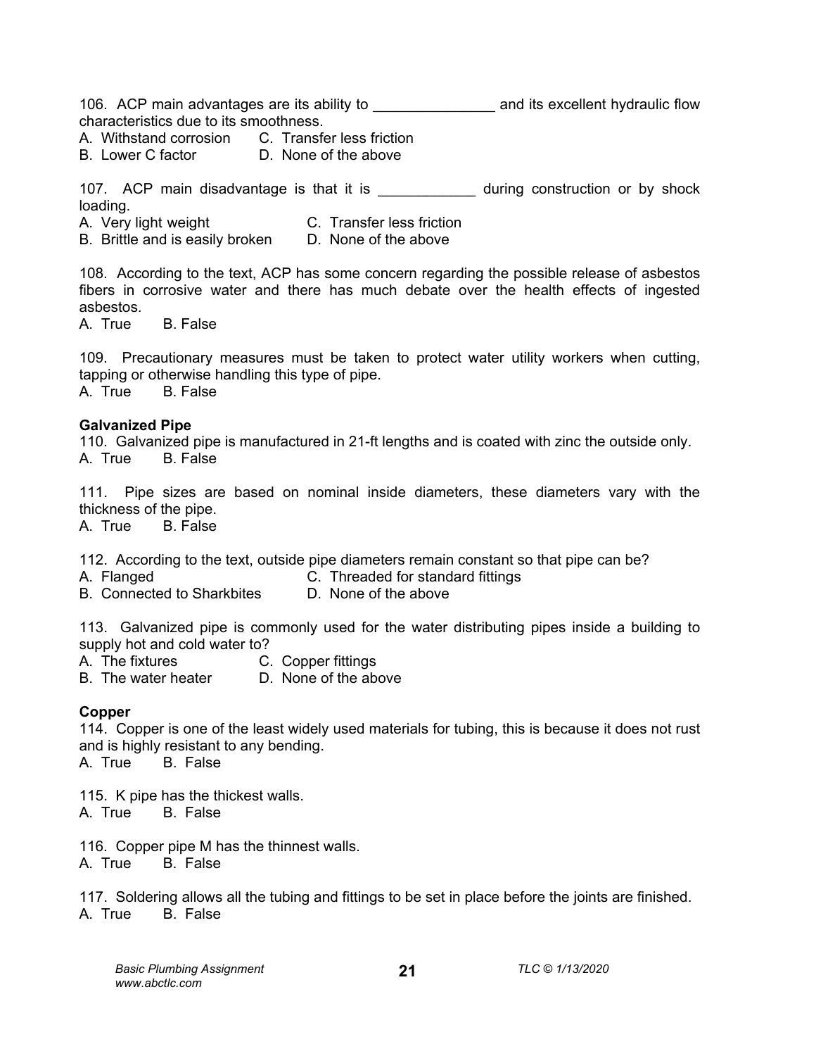106. ACP main advantages are its ability to _______________ and its excellent hydraulic flow characteristics due to its smoothness.

A. Withstand corrosion  C. Transfer less friction
B. Lower C factor  D. None of the above

107. ACP main disadvantage is that it is ____________ during construction or by shock loading.

A. Very light weight  C. Transfer less friction
B. Brittle and is easily broken  D. None of the above

108. According to the text, ACP has some concern regarding the possible release of asbestos fibers in corrosive water and there has much debate over the health effects of ingested asbestos.

A. True  B. False

109. Precautionary measures must be taken to protect water utility workers when cutting, tapping or otherwise handling this type of pipe.

A. True  B. False

**Galvanized Pipe**

110. Galvanized pipe is manufactured in 21-ft lengths and is coated with zinc the outside only.

A. True  B. False

111. Pipe sizes are based on nominal inside diameters, these diameters vary with the thickness of the pipe.

A. True  B. False

112. According to the text, outside pipe diameters remain constant so that pipe can be?

A. Flanged  C. Threaded for standard fittings
B. Connected to Sharkbites  D. None of the above

113. Galvanized pipe is commonly used for the water distributing pipes inside a building to supply hot and cold water to?

A. The fixtures  C. Copper fittings
B. The water heater  D. None of the above

**Copper**

114. Copper is one of the least widely used materials for tubing, this is because it does not rust and is highly resistant to any bending.

A. True  B. False

115. K pipe has the thickest walls.

A. True  B. False

116. Copper pipe M has the thinnest walls.

A. True  B. False

117. Soldering allows all the tubing and fittings to be set in place before the joints are finished.

A. True  B. False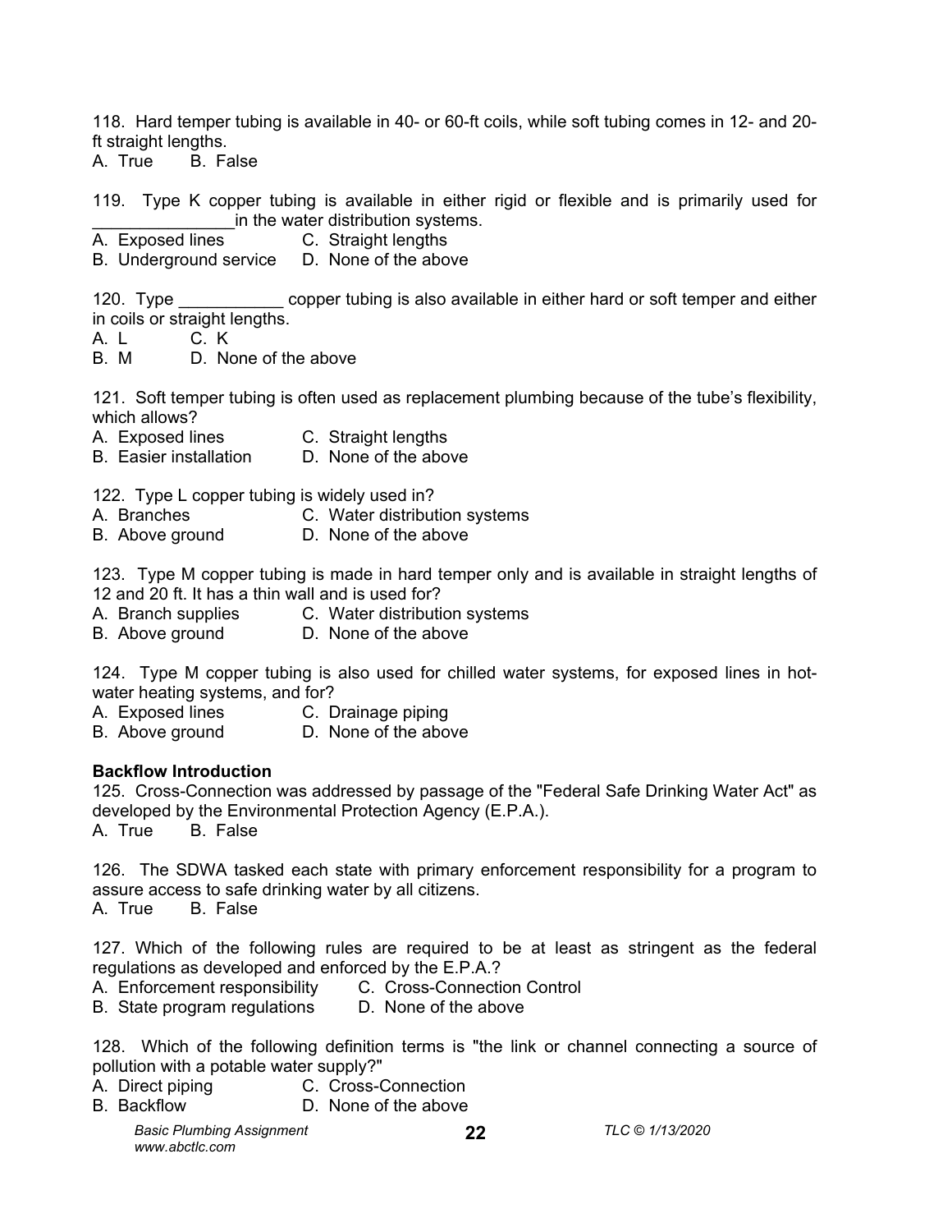118. Hard temper tubing is available in 40- or 60-ft coils, while soft tubing comes in 12- and 20-ft straight lengths.

A. True B. False

119. Type K copper tubing is available in either rigid or flexible and is primarily used for _______________in the water distribution systems.

A. Exposed lines C. Straight lengths
B. Underground service D. None of the above

120. Type ___________ copper tubing is also available in either hard or soft temper and either in coils or straight lengths.

A. L C. K
B. M D. None of the above

121. Soft temper tubing is often used as replacement plumbing because of the tube's flexibility, which allows?

A. Exposed lines C. Straight lengths
B. Easier installation D. None of the above

122. Type L copper tubing is widely used in?

A. Branches C. Water distribution systems
B. Above ground D. None of the above

123. Type M copper tubing is made in hard temper only and is available in straight lengths of 12 and 20 ft. It has a thin wall and is used for?

A. Branch supplies C. Water distribution systems
B. Above ground D. None of the above

124. Type M copper tubing is also used for chilled water systems, for exposed lines in hot-water heating systems, and for?

A. Exposed lines C. Drainage piping
B. Above ground D. None of the above

**Backflow Introduction**

125. Cross-Connection was addressed by passage of the "Federal Safe Drinking Water Act" as developed by the Environmental Protection Agency (E.P.A.).

A. True B. False

126. The SDWA tasked each state with primary enforcement responsibility for a program to assure access to safe drinking water by all citizens.

A. True B. False

127. Which of the following rules are required to be at least as stringent as the federal regulations as developed and enforced by the E.P.A.?

A. Enforcement responsibility C. Cross-Connection Control
B. State program regulations D. None of the above

128. Which of the following definition terms is "the link or channel connecting a source of pollution with a potable water supply?"

A. Direct piping C. Cross-Connection
B. Backflow D. None of the above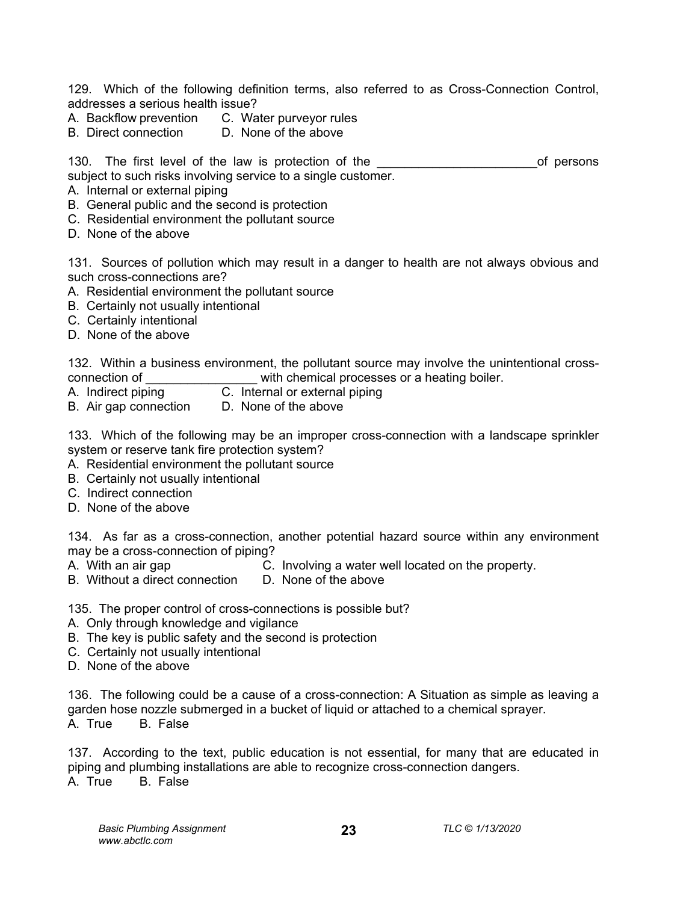129. Which of the following definition terms, also referred to as Cross-Connection Control, addresses a serious health issue?

A. Backflow prevention  C. Water purveyor rules
B. Direct connection  D. None of the above

130. The first level of the law is protection of the _______________________of persons subject to such risks involving service to a single customer.

A. Internal or external piping
B. General public and the second is protection
C. Residential environment the pollutant source
D. None of the above

131. Sources of pollution which may result in a danger to health are not always obvious and such cross-connections are?

A. Residential environment the pollutant source
B. Certainly not usually intentional
C. Certainly intentional
D. None of the above

132. Within a business environment, the pollutant source may involve the unintentional cross-connection of ________________ with chemical processes or a heating boiler.

A. Indirect piping  C. Internal or external piping
B. Air gap connection  D. None of the above

133. Which of the following may be an improper cross-connection with a landscape sprinkler system or reserve tank fire protection system?

A. Residential environment the pollutant source
B. Certainly not usually intentional
C. Indirect connection
D. None of the above

134. As far as a cross-connection, another potential hazard source within any environment may be a cross-connection of piping?

A. With an air gap  C. Involving a water well located on the property.
B. Without a direct connection  D. None of the above

135. The proper control of cross-connections is possible but?

A. Only through knowledge and vigilance
B. The key is public safety and the second is protection
C. Certainly not usually intentional
D. None of the above

136. The following could be a cause of a cross-connection: A Situation as simple as leaving a garden hose nozzle submerged in a bucket of liquid or attached to a chemical sprayer.

A. True  B. False

137. According to the text, public education is not essential, for many that are educated in piping and plumbing installations are able to recognize cross-connection dangers.

A. True  B. False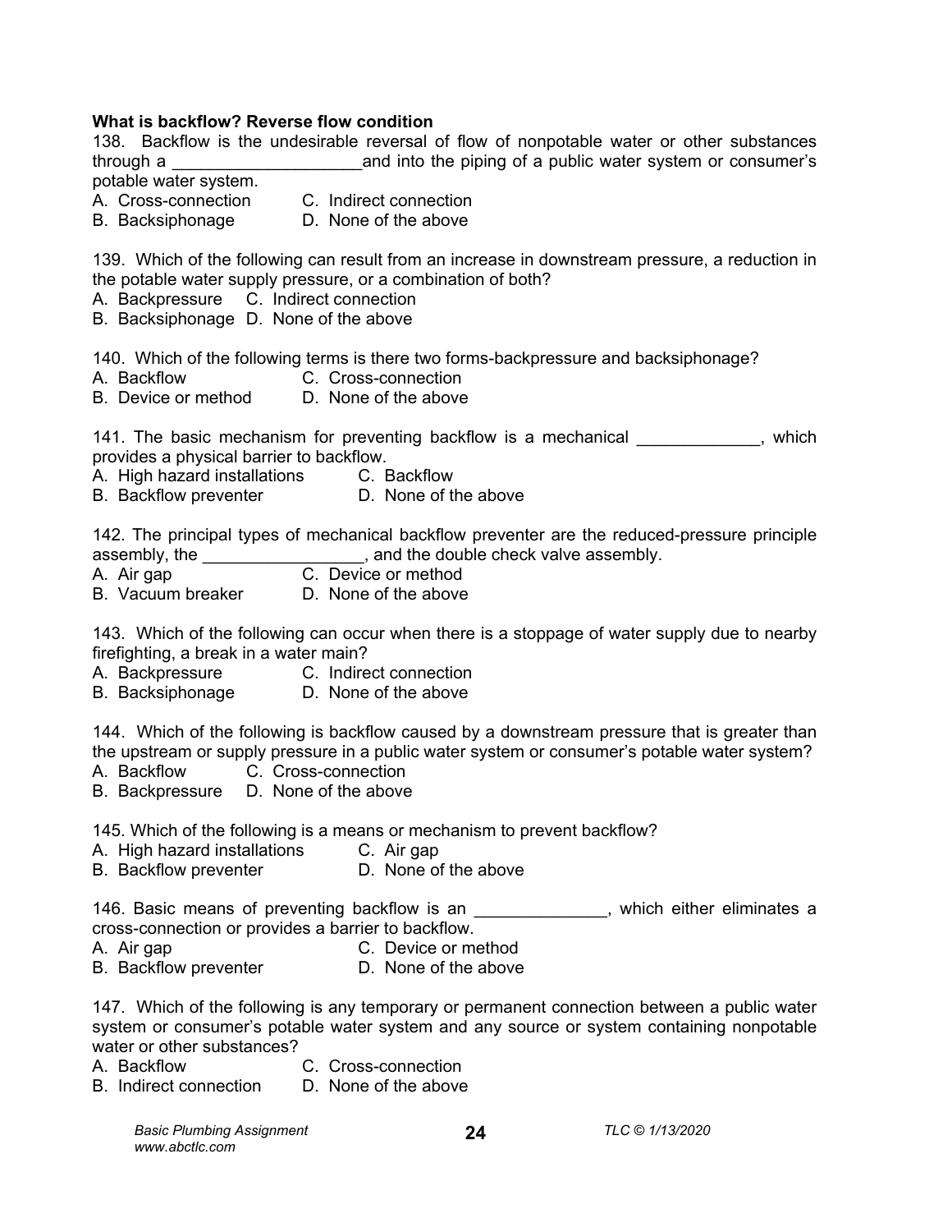**What is backflow? Reverse flow condition**

138. Backflow is the undesirable reversal of flow of nonpotable water or other substances through a ____________________and into the piping of a public water system or consumer's potable water system.

A. Cross-connection  C. Indirect connection
B. Backsiphonage  D. None of the above

139. Which of the following can result from an increase in downstream pressure, a reduction in the potable water supply pressure, or a combination of both?

A. Backpressure  C. Indirect connection
B. Backsiphonage  D. None of the above

140. Which of the following terms is there two forms-backpressure and backsiphonage?

A. Backflow  C. Cross-connection
B. Device or method  D. None of the above

141. The basic mechanism for preventing backflow is a mechanical _____________, which provides a physical barrier to backflow.

A. High hazard installations  C. Backflow
B. Backflow preventer  D. None of the above

142. The principal types of mechanical backflow preventer are the reduced-pressure principle assembly, the _________________, and the double check valve assembly.

A. Air gap  C. Device or method
B. Vacuum breaker  D. None of the above

143. Which of the following can occur when there is a stoppage of water supply due to nearby firefighting, a break in a water main?

A. Backpressure  C. Indirect connection
B. Backsiphonage  D. None of the above

144. Which of the following is backflow caused by a downstream pressure that is greater than the upstream or supply pressure in a public water system or consumer's potable water system?

A. Backflow  C. Cross-connection
B. Backpressure  D. None of the above

145. Which of the following is a means or mechanism to prevent backflow?

A. High hazard installations  C. Air gap
B. Backflow preventer  D. None of the above

146. Basic means of preventing backflow is an ______________, which either eliminates a cross-connection or provides a barrier to backflow.

A. Air gap  C. Device or method
B. Backflow preventer  D. None of the above

147. Which of the following is any temporary or permanent connection between a public water system or consumer's potable water system and any source or system containing nonpotable water or other substances?

A. Backflow  C. Cross-connection
B. Indirect connection  D. None of the above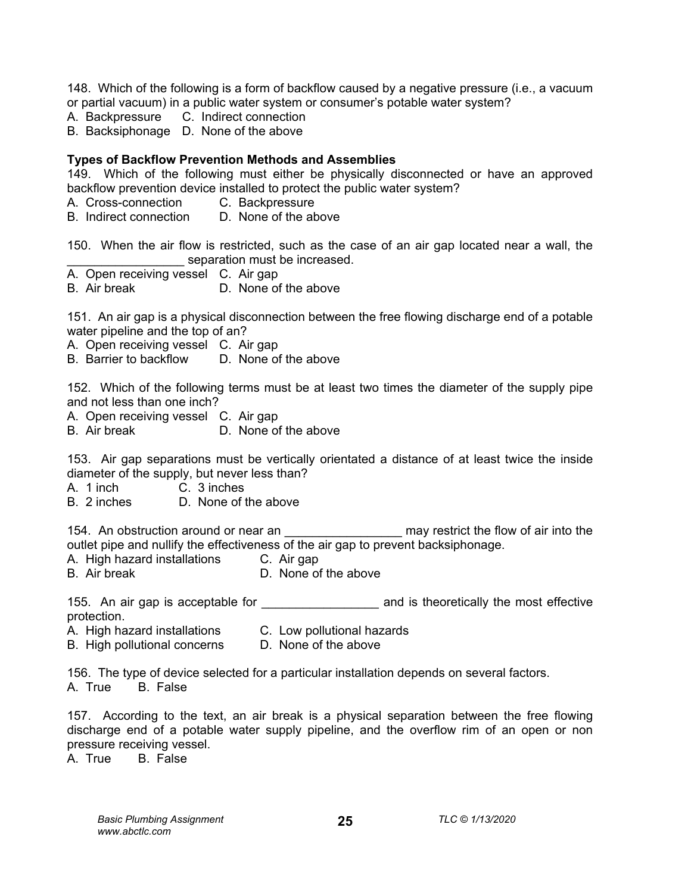148. Which of the following is a form of backflow caused by a negative pressure (i.e., a vacuum or partial vacuum) in a public water system or consumer's potable water system?
A. Backpressure  C. Indirect connection
B. Backsiphonage  D. None of the above

**Types of Backflow Prevention Methods and Assemblies**

149. Which of the following must either be physically disconnected or have an approved backflow prevention device installed to protect the public water system?
A. Cross-connection  C. Backpressure
B. Indirect connection  D. None of the above

150. When the air flow is restricted, such as the case of an air gap located near a wall, the _________________ separation must be increased.
A. Open receiving vessel  C. Air gap
B. Air break  D. None of the above

151. An air gap is a physical disconnection between the free flowing discharge end of a potable water pipeline and the top of an?
A. Open receiving vessel  C. Air gap
B. Barrier to backflow  D. None of the above

152. Which of the following terms must be at least two times the diameter of the supply pipe and not less than one inch?
A. Open receiving vessel  C. Air gap
B. Air break  D. None of the above

153. Air gap separations must be vertically orientated a distance of at least twice the inside diameter of the supply, but never less than?
A. 1 inch  C. 3 inches
B. 2 inches  D. None of the above

154. An obstruction around or near an _________________ may restrict the flow of air into the outlet pipe and nullify the effectiveness of the air gap to prevent backsiphonage.
A. High hazard installations  C. Air gap
B. Air break  D. None of the above

155. An air gap is acceptable for _________________ and is theoretically the most effective protection.
A. High hazard installations  C. Low pollutional hazards
B. High pollutional concerns  D. None of the above

156. The type of device selected for a particular installation depends on several factors.
A. True  B. False

157. According to the text, an air break is a physical separation between the free flowing discharge end of a potable water supply pipeline, and the overflow rim of an open or non pressure receiving vessel.
A. True  B. False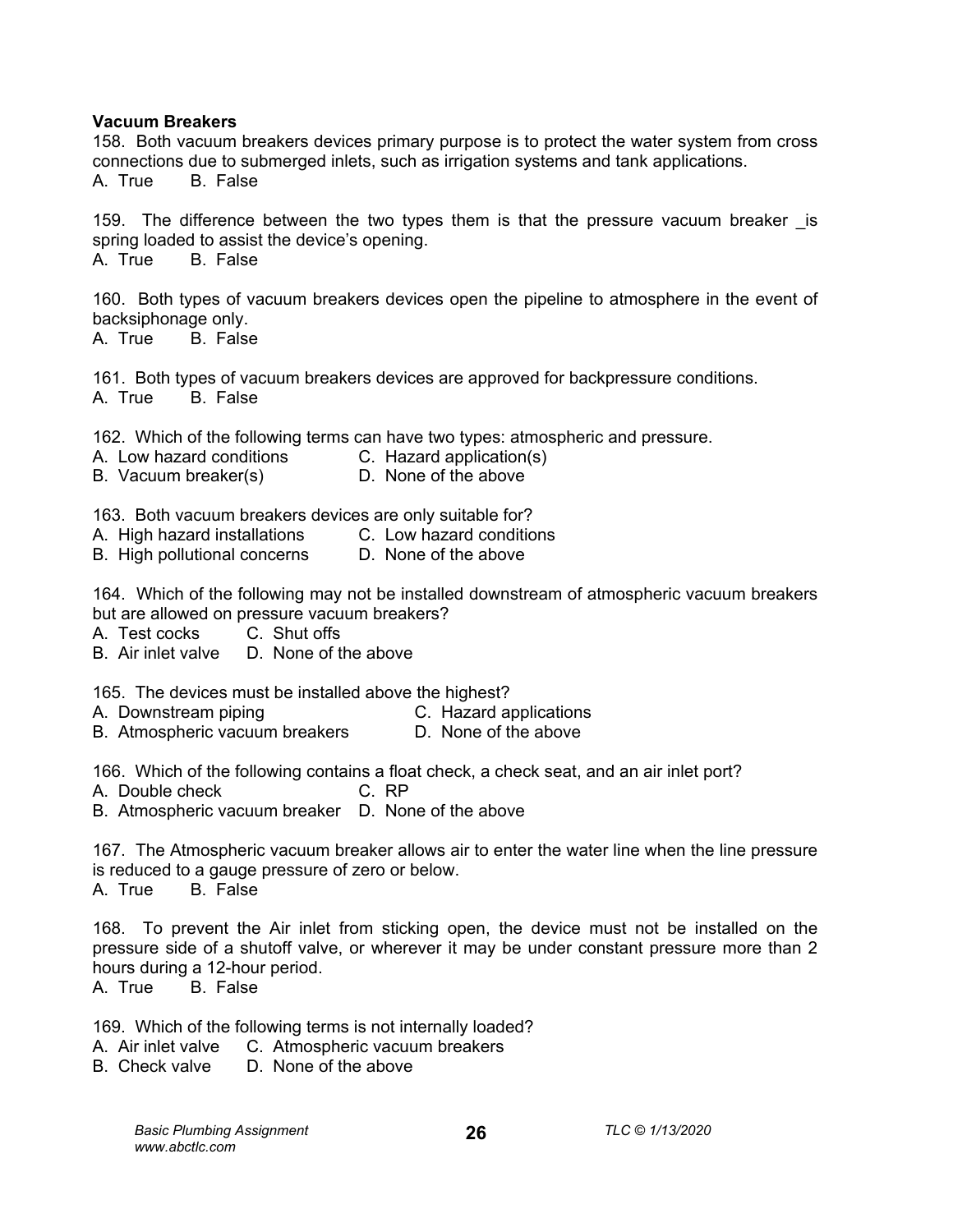**Vacuum Breakers**

158. Both vacuum breakers devices primary purpose is to protect the water system from cross connections due to submerged inlets, such as irrigation systems and tank applications.
A. True B. False

159. The difference between the two types them is that the pressure vacuum breaker _is spring loaded to assist the device's opening.
A. True B. False

160. Both types of vacuum breakers devices open the pipeline to atmosphere in the event of backsiphonage only.
A. True B. False

161. Both types of vacuum breakers devices are approved for backpressure conditions.
A. True B. False

162. Which of the following terms can have two types: atmospheric and pressure.
A. Low hazard conditions
B. Vacuum breaker(s)
C. Hazard application(s)
D. None of the above

163. Both vacuum breakers devices are only suitable for?
A. High hazard installations
B. High pollutional concerns
C. Low hazard conditions
D. None of the above

164. Which of the following may not be installed downstream of atmospheric vacuum breakers but are allowed on pressure vacuum breakers?
A. Test cocks
B. Air inlet valve
C. Shut offs
D. None of the above

165. The devices must be installed above the highest?
A. Downstream piping
B. Atmospheric vacuum breakers
C. Hazard applications
D. None of the above

166. Which of the following contains a float check, a check seat, and an air inlet port?
A. Double check
B. Atmospheric vacuum breaker
C. RP
D. None of the above

167. The Atmospheric vacuum breaker allows air to enter the water line when the line pressure is reduced to a gauge pressure of zero or below.
A. True B. False

168. To prevent the Air inlet from sticking open, the device must not be installed on the pressure side of a shutoff valve, or wherever it may be under constant pressure more than 2 hours during a 12-hour period.
A. True B. False

169. Which of the following terms is not internally loaded?
A. Air inlet valve
B. Check valve
C. Atmospheric vacuum breakers
D. None of the above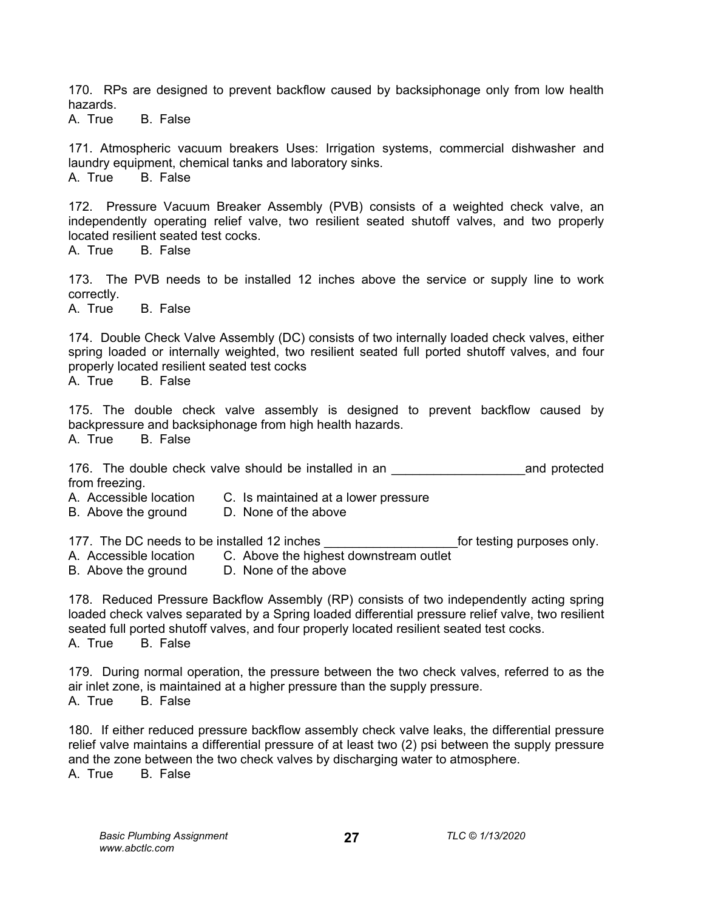170. RPs are designed to prevent backflow caused by backsiphonage only from low health hazards.
A. True B. False

171. Atmospheric vacuum breakers Uses: Irrigation systems, commercial dishwasher and laundry equipment, chemical tanks and laboratory sinks.
A. True B. False

172. Pressure Vacuum Breaker Assembly (PVB) consists of a weighted check valve, an independently operating relief valve, two resilient seated shutoff valves, and two properly located resilient seated test cocks.
A. True B. False

173. The PVB needs to be installed 12 inches above the service or supply line to work correctly.
A. True B. False

174. Double Check Valve Assembly (DC) consists of two internally loaded check valves, either spring loaded or internally weighted, two resilient seated full ported shutoff valves, and four properly located resilient seated test cocks
A. True B. False

175. The double check valve assembly is designed to prevent backflow caused by backpressure and backsiphonage from high health hazards.
A. True B. False

176. The double check valve should be installed in an ___________________and protected from freezing.
A. Accessible location C. Is maintained at a lower pressure
B. Above the ground D. None of the above

177. The DC needs to be installed 12 inches ___________________for testing purposes only.
A. Accessible location C. Above the highest downstream outlet
B. Above the ground D. None of the above

178. Reduced Pressure Backflow Assembly (RP) consists of two independently acting spring loaded check valves separated by a Spring loaded differential pressure relief valve, two resilient seated full ported shutoff valves, and four properly located resilient seated test cocks.
A. True B. False

179. During normal operation, the pressure between the two check valves, referred to as the air inlet zone, is maintained at a higher pressure than the supply pressure.
A. True B. False

180. If either reduced pressure backflow assembly check valve leaks, the differential pressure relief valve maintains a differential pressure of at least two (2) psi between the supply pressure and the zone between the two check valves by discharging water to atmosphere.
A. True B. False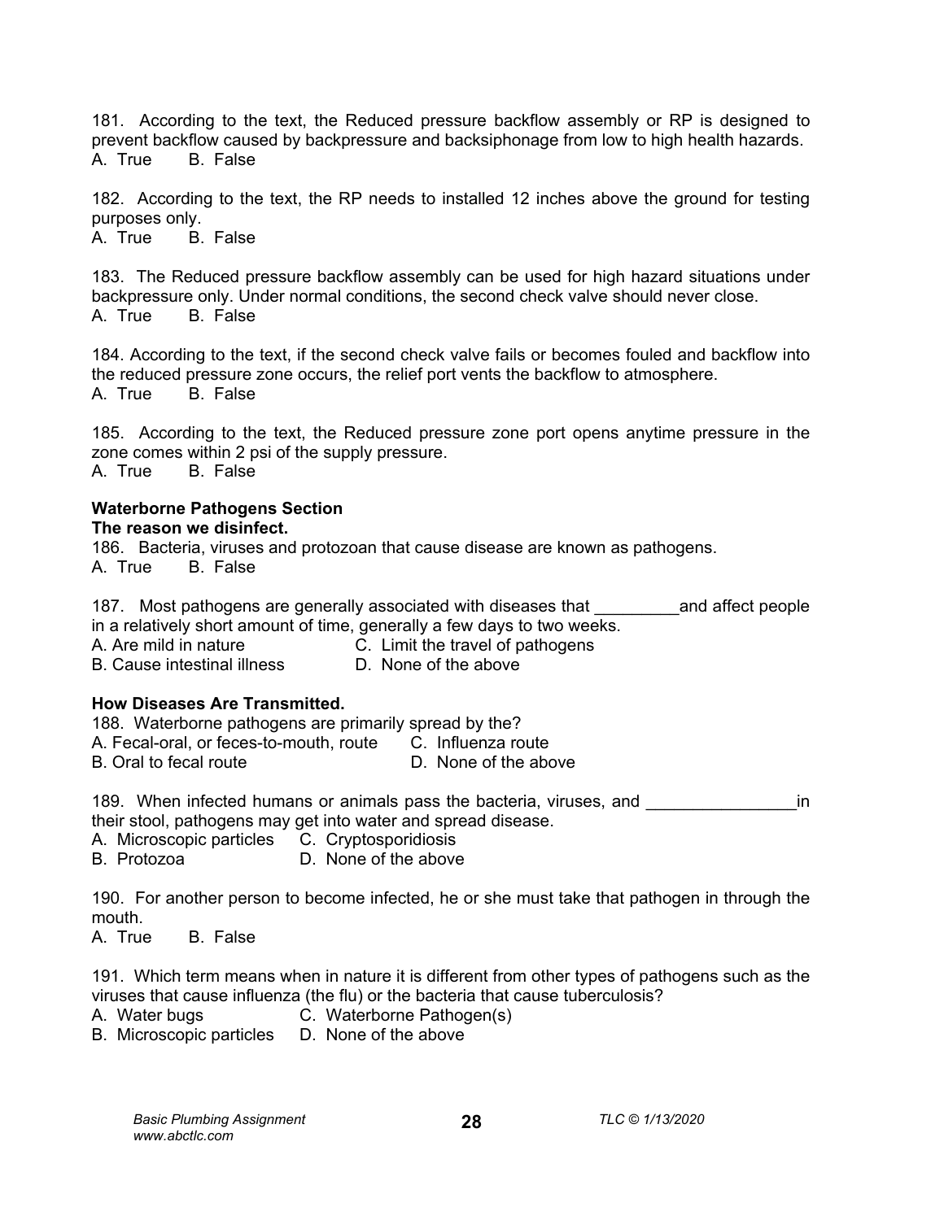181. According to the text, the Reduced pressure backflow assembly or RP is designed to prevent backflow caused by backpressure and backsiphonage from low to high health hazards.
A. True B. False

182. According to the text, the RP needs to installed 12 inches above the ground for testing purposes only.
A. True B. False

183. The Reduced pressure backflow assembly can be used for high hazard situations under backpressure only. Under normal conditions, the second check valve should never close.
A. True B. False

184. According to the text, if the second check valve fails or becomes fouled and backflow into the reduced pressure zone occurs, the relief port vents the backflow to atmosphere.
A. True B. False

185. According to the text, the Reduced pressure zone port opens anytime pressure in the zone comes within 2 psi of the supply pressure.
A. True B. False

**Waterborne Pathogens Section**
**The reason we disinfect.**

186. Bacteria, viruses and protozoan that cause disease are known as pathogens.
A. True B. False

187. Most pathogens are generally associated with diseases that _________and affect people in a relatively short amount of time, generally a few days to two weeks.
A. Are mild in nature
B. Cause intestinal illness
C. Limit the travel of pathogens
D. None of the above

**How Diseases Are Transmitted.**

188. Waterborne pathogens are primarily spread by the?
A. Fecal-oral, or feces-to-mouth, route
B. Oral to fecal route
C. Influenza route
D. None of the above

189. When infected humans or animals pass the bacteria, viruses, and ________________in their stool, pathogens may get into water and spread disease.
A. Microscopic particles
B. Protozoa
C. Cryptosporidiosis
D. None of the above

190. For another person to become infected, he or she must take that pathogen in through the mouth.
A. True B. False

191. Which term means when in nature it is different from other types of pathogens such as the viruses that cause influenza (the flu) or the bacteria that cause tuberculosis?
A. Water bugs
B. Microscopic particles
C. Waterborne Pathogen(s)
D. None of the above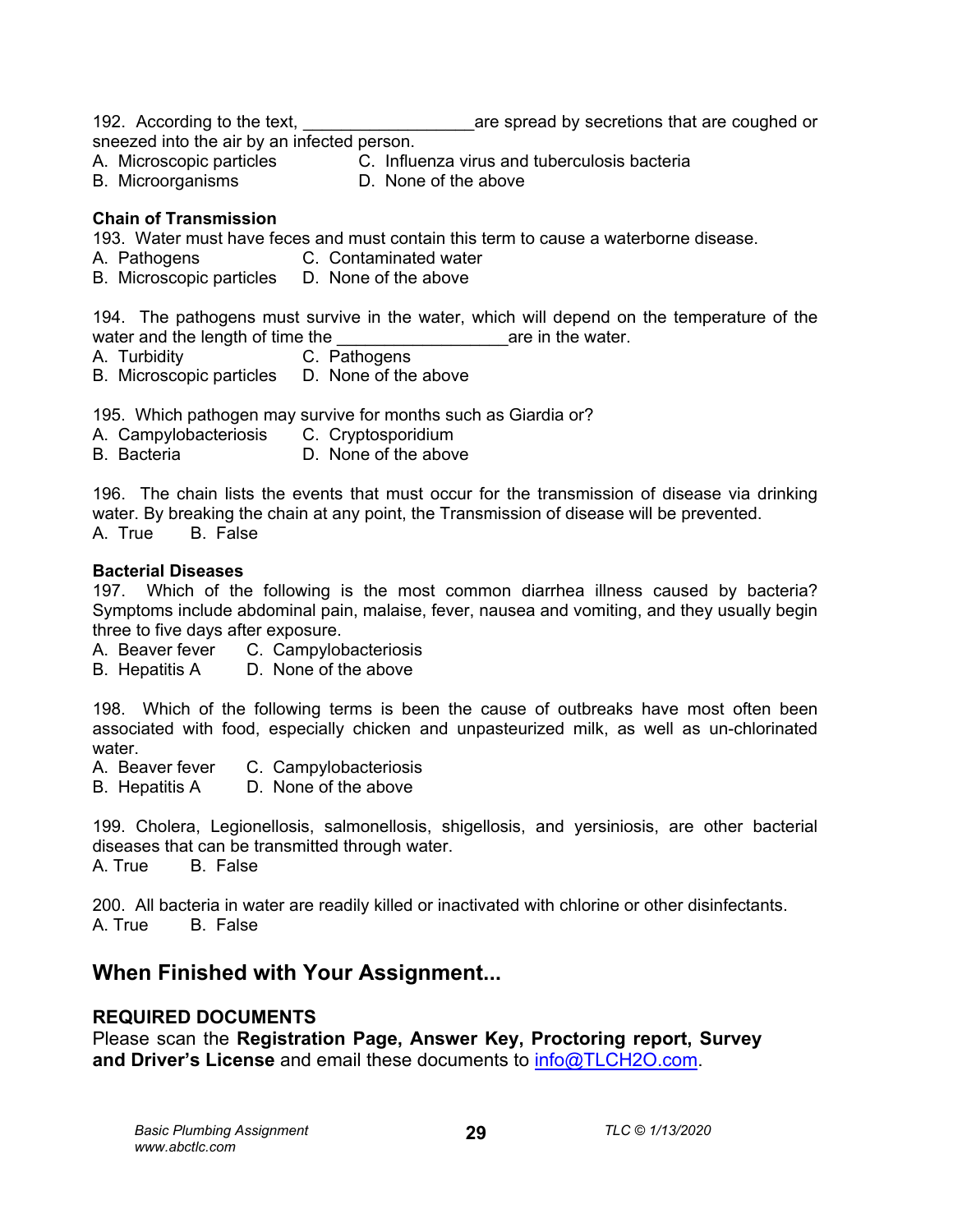192. According to the text, _________________are spread by secretions that are coughed or sneezed into the air by an infected person.

A. Microscopic particles
B. Microorganisms
C. Influenza virus and tuberculosis bacteria
D. None of the above

**Chain of Transmission**

193. Water must have feces and must contain this term to cause a waterborne disease.

A. Pathogens
B. Microscopic particles
C. Contaminated water
D. None of the above

194. The pathogens must survive in the water, which will depend on the temperature of the water and the length of time the _________________are in the water.

A. Turbidity
B. Microscopic particles
C. Pathogens
D. None of the above

195. Which pathogen may survive for months such as Giardia or?

A. Campylobacteriosis
B. Bacteria
C. Cryptosporidium
D. None of the above

196. The chain lists the events that must occur for the transmission of disease via drinking water. By breaking the chain at any point, the Transmission of disease will be prevented.

A. True B. False

**Bacterial Diseases**

197. Which of the following is the most common diarrhea illness caused by bacteria? Symptoms include abdominal pain, malaise, fever, nausea and vomiting, and they usually begin three to five days after exposure.

A. Beaver fever
B. Hepatitis A
C. Campylobacteriosis
D. None of the above

198. Which of the following terms is been the cause of outbreaks have most often been associated with food, especially chicken and unpasteurized milk, as well as un-chlorinated water.

A. Beaver fever
B. Hepatitis A
C. Campylobacteriosis
D. None of the above

199. Cholera, Legionellosis, salmonellosis, shigellosis, and yersiniosis, are other bacterial diseases that can be transmitted through water.

A. True B. False

200. All bacteria in water are readily killed or inactivated with chlorine or other disinfectants.

A. True B. False

## When Finished with Your Assignment...

**REQUIRED DOCUMENTS**

Please scan the **Registration Page, Answer Key, Proctoring report, Survey and Driver's License** and email these documents to info@TLCH2O.com.